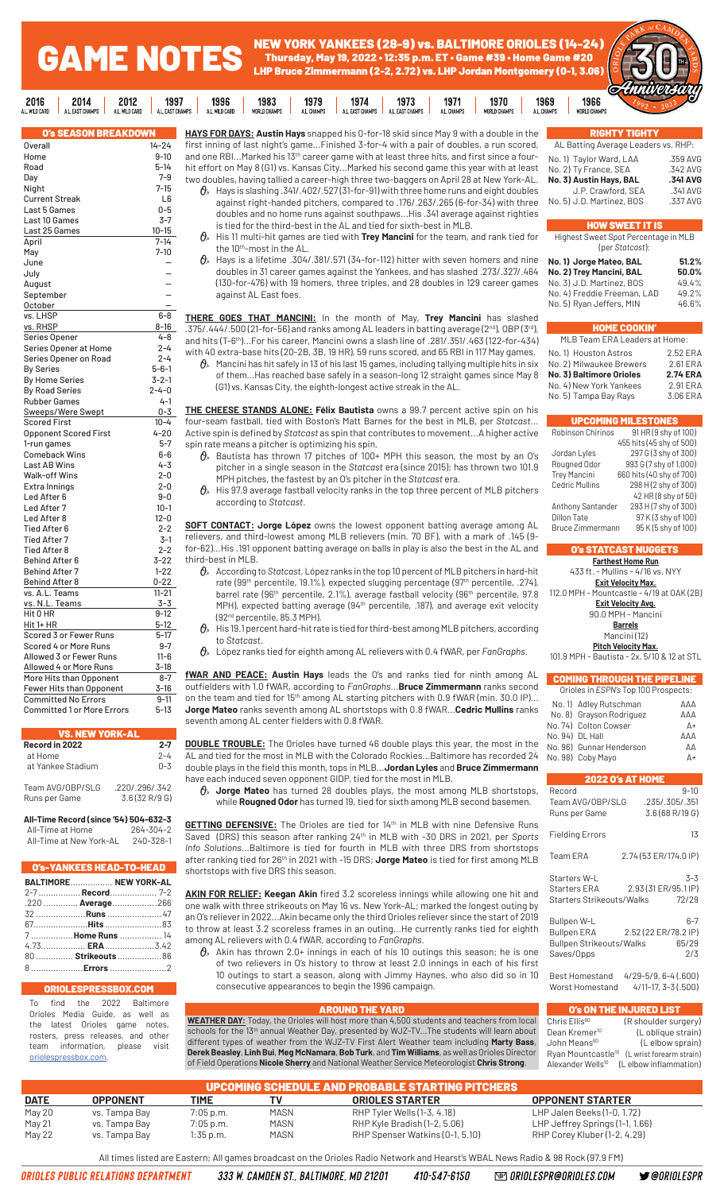# GAME NOTES

## NEW YORK YANKEES (28-9) vs. BALTIMORE ORIOLES (14-24)

**Thursday, May 19, 2022 • 12:35 p.m. ET • Game #39 • Home Game #20**

**LHP Bruce Zimmermann (2-2, 2.72) vs. LHP Jordan Montgomery (0-1, 3.06)**

2016 AL WILD CARD | 2014 AL EAST CHAMPS | 2012 AL WILD CARD | 1997 AL EAST CHAMPS | 1996 AL WILD CARD | 1983 WORLD CHAMPS | 1979 AL CHAMPS | 1974 AL EAST CHAMPS | 1973 AL EAST CHAMPS | 1971 AL CHAMPS | 1970 WORLD CHAMPS | 1969 AL CHAMPS | 1966 WORLD CHAMPS

### O's SEASON BREAKDOWN

| | |
|---|---|
| Overall | 14-24 |
| Home | 9-10 |
| Road | 5-14 |
| Day | 7-9 |
| Night | 7-15 |
| Current Streak | L6 |
| Last 5 Games | 0-5 |
| Last 10 Games | 3-7 |
| Last 25 Games | 10-15 |
| April | 7-14 |
| May | 7-10 |
| June | – |
| July | – |
| August | – |
| September | – |
| October | – |
| vs. LHSP | 6-8 |
| vs. RHSP | 8-16 |
| Series Opener | 4-8 |
| Series Opener at Home | 2-4 |
| Series Opener on Road | 2-4 |
| By Series | 5-6-1 |
| By Home Series | 3-2-1 |
| By Road Series | 2-4-0 |
| Rubber Games | 4-1 |
| Sweeps/Were Swept | 0-3 |
| Scored First | 10-4 |
| Opponent Scored First | 4-20 |
| 1-run games | 5-7 |
| Comeback Wins | 6-6 |
| Last AB Wins | 4-3 |
| Walk-off Wins | 2-0 |
| Extra Innings | 2-0 |
| Led After 6 | 9-0 |
| Led After 7 | 10-1 |
| Led After 8 | 12-0 |
| Tied After 6 | 2-2 |
| Tied After 7 | 3-1 |
| Tied After 8 | 2-2 |
| Behind After 6 | 3-22 |
| Behind After 7 | 1-22 |
| Behind After 8 | 0-22 |
| vs. A.L. Teams | 11-21 |
| vs. N.L. Teams | 3-3 |
| Hit 0 HR | 9-12 |
| Hit 1+ HR | 5-12 |
| Scored 3 or Fewer Runs | 5-17 |
| Scored 4 or More Runs | 9-7 |
| Allowed 3 or Fewer Runs | 11-6 |
| Allowed 4 or More Runs | 3-18 |
| More Hits than Opponent | 8-7 |
| Fewer Hits than Opponent | 3-16 |
| Committed No Errors | 9-11 |
| Committed 1 or More Errors | 5-13 |

### VS. NEW YORK-AL

| | |
|---|---|
| **Record in 2022** | **2-7** |
| at Home | 2-4 |
| at Yankee Stadium | 0-3 |
| Team AVG/OBP/SLG | .220/.296/.342 |
| Runs per Game | 3.6 (32 R/9 G) |

**All-Time Record (since '54) 504-632-3**

| | |
|---|---|
| All-Time at Home | 264-304-2 |
| All-Time at New York-AL | 240-328-1 |

### O's-YANKEES HEAD-TO-HEAD

| BALTIMORE | | NEW YORK-AL |
|---|---|---|
| 2-7 | **Record** | 7-2 |
| .220 | **Average** | .266 |
| 32 | **Runs** | 41 |
| 67 | **Hits** | 83 |
| 7 | **Home Runs** | 14 |
| 4.73 | **ERA** | 3.42 |
| 80 | **Strikeouts** | 86 |
| 8 | **Errors** | 2 |

### ORIOLESPRESSBOX.COM

To find the 2022 Baltimore Orioles Media Guide, as well as the latest Orioles game notes, rosters, press releases, and other team information, please visit oriolespressbox.com.

**HAYS FOR DAYS: Austin Hays** snapped his 0-for-18 skid since May 9 with a double in the first inning of last night's game...Finished 3-for-4 with a pair of doubles, a run scored, and one RBI...Marked his 13th career game with at least three hits, and first since a four-hit effort on May 8 (G1) vs. Kansas City...Marked his second game this year with at least two doubles, having tallied a career-high three two-baggers on April 28 at New York-AL.

- Hays is slashing .341/.402/.527 (31-for-91) with three home runs and eight doubles against right-handed pitchers, compared to .176/.263/.265 (6-for-34) with three doubles and no home runs against southpaws...His .341 average against righties is tied for the third-best in the AL and tied for sixth-best in MLB.
- His 11 multi-hit games are tied with **Trey Mancini** for the team, and rank tied for the 10th-most in the AL.
- Hays is a lifetime .304/.381/.571 (34-for-112) hitter with seven homers and nine doubles in 31 career games against the Yankees, and has slashed .273/.327/.464 (130-for-476) with 19 homers, three triples, and 28 doubles in 129 career games against AL East foes.

**THERE GOES THAT MANCINI:** In the month of May, **Trey Mancini** has slashed .375/.444/.500 (21-for-56) and ranks among AL leaders in batting average (2nd), OBP (3rd), and hits (T-6th)...For his career, Mancini owns a slash line of .281/.351/.463 (122-for-434) with 40 extra-base hits (20-2B, 3B, 19 HR), 59 runs scored, and 65 RBI in 117 May games.

- Mancini has hit safely in 13 of his last 15 games, including tallying multiple hits in six of them...Has reached base safely in a season-long 12 straight games since May 8 (G1) vs. Kansas City, the eighth-longest active streak in the AL.

**THE CHEESE STANDS ALONE: Félix Bautista** owns a 99.7 percent active spin on his four-seam fastball, tied with Boston's Matt Barnes for the best in MLB, per *Statcast*... Active spin is defined by *Statcast* as spin that contributes to movement...A higher active spin rate means a pitcher is optimizing his spin.

- Bautista has thrown 17 pitches of 100+ MPH this season, the most by an O's pitcher in a single season in the *Statcast* era (since 2015); has thrown two 101.9 MPH pitches, the fastest by an O's pitcher in the *Statcast* era.
- His 97.9 average fastball velocity ranks in the top three percent of MLB pitchers according to *Statcast*.

**SOFT CONTACT: Jorge López** owns the lowest opponent batting average among AL relievers, and third-lowest among MLB relievers (min. 70 BF), with a mark of .145 (9-for-62)...His .191 opponent batting average on balls in play is also the best in the AL and third-best in MLB.

- According to *Statcast*, López ranks in the top 10 percent of MLB pitchers in hard-hit rate (99th percentile, 19.1%), expected slugging percentage (97th percentile, .274), barrel rate (96th percentile, 2.1%), average fastball velocity (96th percentile, 97.8 MPH), expected batting average (94th percentile, .187), and average exit velocity (92nd percentile, 85.3 MPH).
- His 19.1 percent hard-hit rate is tied for third-best among MLB pitchers, according to *Statcast*.
- López ranks tied for eighth among AL relievers with 0.4 fWAR, per *FanGraphs*.

**fWAR AND PEACE: Austin Hays** leads the O's and ranks tied for ninth among AL outfielders with 1.0 fWAR, according to *FanGraphs*...**Bruce Zimmermann** ranks second on the team and tied for 15th among AL starting pitchers with 0.9 fWAR (min. 30.0 IP)... **Jorge Mateo** ranks seventh among AL shortstops with 0.8 fWAR...**Cedric Mullins** ranks seventh among AL center fielders with 0.8 fWAR.

**DOUBLE TROUBLE:** The Orioles have turned 46 double plays this year, the most in the AL and tied for the most in MLB with the Colorado Rockies...Baltimore has recorded 24 double plays in the field this month, tops in MLB...**Jordan Lyles** and **Bruce Zimmermann** have each induced seven opponent GIDP, tied for the most in MLB.

- **Jorge Mateo** has turned 28 double plays, the most among MLB shortstops, while **Rougned Odor** has turned 19, tied for sixth among MLB second basemen.

**GETTING DEFENSIVE:** The Orioles are tied for 14th in MLB with nine Defensive Runs Saved (DRS) this season after ranking 24th in MLB with -30 DRS in 2021, per *Sports Info Solutions*...Baltimore is tied for fourth in MLB with three DRS from shortstops after ranking tied for 26th in 2021 with -15 DRS; **Jorge Mateo** is tied for first among MLB shortstops with five DRS this season.

**AKIN FOR RELIEF: Keegan Akin** fired 3.2 scoreless innings while allowing one hit and one walk with three strikeouts on May 16 vs. New York-AL; marked the longest outing by an O's reliever in 2022...Akin became only the third Orioles reliever since the start of 2019 to throw at least 3.2 scoreless frames in an outing...He currently ranks tied for eighth among AL relievers with 0.4 fWAR, according to *FanGraphs*.

- Akin has thrown 2.0+ innings in each of his 10 outings this season; he is one of two relievers in O's history to throw at least 2.0 innings in each of his first 10 outings to start a season, along with Jimmy Haynes, who also did so in 10 consecutive appearances to begin the 1996 campaign.

### RIGHTY TIGHTY

AL Batting Average Leaders vs. RHP:

| | |
|---|---|
| No. 1) Taylor Ward, LAA | .359 AVG |
| No. 2) Ty France, SEA | .342 AVG |
| **No. 3) Austin Hays, BAL** | **.341 AVG** |
| J.P. Crawford, SEA | .341 AVG |
| No. 5) J.D. Martinez, BOS | .337 AVG |

### HOW SWEET IT IS

Highest Sweet Spot Percentage in MLB (per *Statcast*):

| | |
|---|---|
| **No. 1) Jorge Mateo, BAL** | **51.2%** |
| **No. 2) Trey Mancini, BAL** | **50.0%** |
| No. 3) J.D. Martinez, BOS | 49.4% |
| No. 4) Freddie Freeman, LAD | 49.2% |
| No. 5) Ryan Jeffers, MIN | 46.6% |

### HOME COOKIN'

MLB Team ERA Leaders at Home:

| | |
|---|---|
| No. 1) Houston Astros | 2.52 ERA |
| No. 2) Milwaukee Brewers | 2.61 ERA |
| **No. 3) Baltimore Orioles** | **2.74 ERA** |
| No. 4) New York Yankees | 2.91 ERA |
| No. 5) Tampa Bay Rays | 3.06 ERA |

### UPCOMING MILESTONES

| | |
|---|---|
| Robinson Chirinos | 91 HR (9 shy of 100) |
| | 455 hits (45 shy of 500) |
| Jordan Lyles | 297 G (3 shy of 300) |
| Rougned Odor | 993 G (7 shy of 1,000) |
| Trey Mancini | 660 hits (40 shy of 700) |
| Cedric Mullins | 298 H (2 shy of 300) |
| | 42 HR (8 shy of 50) |
| Anthony Santander | 293 H (7 shy of 300) |
| Dillon Tate | 97 K (3 shy of 100) |
| Bruce Zimmermann | 95 K (5 shy of 100) |

### O's STATCAST NUGGETS

**Farthest Home Run**
433 ft. - Mullins - 4/16 vs. NYY

**Exit Velocity Max.**
112.0 MPH - Mountcastle - 4/19 at OAK (2B)

**Exit Velocity Avg.**
90.0 MPH - Mancini

**Barrels**
Mancini (12)

**Pitch Velocity Max.**
101.9 MPH - Bautista - 2x, 5/10 & 12 at STL

### COMING THROUGH THE PIPELINE

Orioles in *ESPN*'s Top 100 Prospects:

| | |
|---|---|
| No. 1) Adley Rutschman | AAA |
| No. 8) Grayson Rodriguez | AAA |
| No. 74) Colton Cowser | A+ |
| No. 94) DL Hall | AAA |
| No. 96) Gunnar Henderson | AA |
| No. 98) Coby Mayo | A+ |

### 2022 O's AT HOME

| | |
|---|---|
| Record | 9-10 |
| Team AVG/OBP/SLG | .235/.305/.351 |
| Runs per Game | 3.6 (68 R/19 G) |
| Fielding Errors | 13 |
| Team ERA | 2.74 (53 ER/174.0 IP) |
| Starters W-L | 3-3 |
| Starters ERA | 2.93 (31 ER/95.1 IP) |
| Starters Strikeouts/Walks | 72/29 |
| Bullpen W-L | 6-7 |
| Bullpen ERA | 2.52 (22 ER/78.2 IP) |
| Bullpen Strikeouts/Walks | 65/29 |
| Saves/Opps | 2/3 |
| Best Homestand | 4/29-5/9, 6-4 (.600) |
| Worst Homestand | 4/11-17, 3-3 (.500) |

### O's ON THE INJURED LIST

| | |
|---|---|
| Chris Ellis[60] | (R shoulder surgery) |
| Dean Kremer[10] | (L oblique strain) |
| John Means[60] | (L elbow sprain) |
| Ryan Mountcastle[10] | (L wrist/forearm strain) |
| Alexander Wells[10] | (L elbow inflammation) |

### AROUND THE YARD

**WEATHER DAY:** Today, the Orioles will host more than 4,500 students and teachers from local schools for the 13th annual Weather Day, presented by WJZ-TV...The students will learn about different types of weather from the WJZ-TV First Alert Weather team including **Marty Bass**, **Derek Beasley**, **Linh Bui**, **Meg McNamara**, **Bob Turk**, and **Tim Williams**, as well as Orioles Director of Field Operations **Nicole Sherry** and National Weather Service Meteorologist **Chris Strong**.

### UPCOMING SCHEDULE AND PROBABLE STARTING PITCHERS

| DATE | OPPONENT | TIME | TV | ORIOLES STARTER | OPPONENT STARTER |
|---|---|---|---|---|---|
| May 20 | vs. Tampa Bay | 7:05 p.m. | MASN | RHP Tyler Wells (1-3, 4.18) | LHP Jalen Beeks (1-0, 1.72) |
| May 21 | vs. Tampa Bay | 7:05 p.m. | MASN | RHP Kyle Bradish (1-2, 5.06) | LHP Jeffrey Springs (1-1, 1.66) |
| May 22 | vs. Tampa Bay | 1:35 p.m. | MASN | RHP Spenser Watkins (0-1, 5.10) | RHP Corey Kluber (1-2, 4.29) |

All times listed are Eastern; All games broadcast on the Orioles Radio Network and Hearst's WBAL News Radio & 98 Rock (97.9 FM)

ORIOLES PUBLIC RELATIONS DEPARTMENT | 333 W. CAMDEN ST., BALTIMORE, MD 21201 | 410-547-6150 | ORIOLESPR@ORIOLES.COM | @ORIOLESPR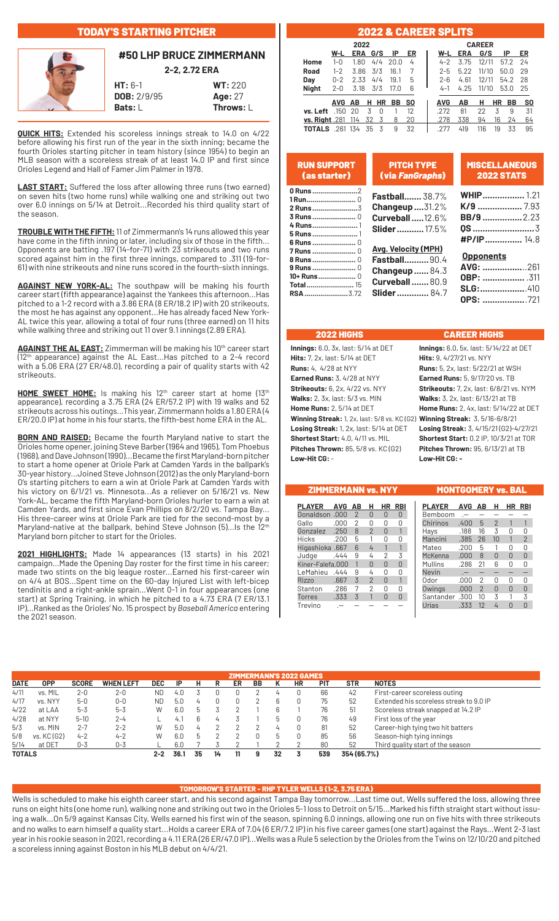## TODAY'S STARTING PITCHER

### #50 LHP BRUCE ZIMMERMANN

**2-2, 2.72 ERA**

**HT:** 6-1 | **WT:** 220
**DOB:** 2/9/95 | **Age:** 27
**Bats:** L | **Throws:** L

**QUICK HITS:** Extended his scoreless innings streak to 14.0 on 4/22 before allowing his first run of the year in the sixth inning; became the fourth Orioles starting pitcher in team history (since 1954) to begin an MLB season with a scoreless streak of at least 14.0 IP and first since Orioles Legend and Hall of Famer Jim Palmer in 1978.

**LAST START:** Suffered the loss after allowing three runs (two earned) on seven hits (two home runs) while walking one and striking out two over 6.0 innings on 5/14 at Detroit...Recorded his third quality start of the season.

**TROUBLE WITH THE FIFTH:** 11 of Zimmermann's 14 runs allowed this year have come in the fifth inning or later, including six of those in the fifth... Opponents are batting .197 (14-for-71) with 23 strikeouts and two runs scored against him in the first three innings, compared to .311 (19-for-61) with nine strikeouts and nine runs scored in the fourth-sixth innings.

**AGAINST NEW YORK-AL:** The southpaw will be making his fourth career start (fifth appearance) against the Yankees this afternoon...Has pitched to a 1-2 record with a 3.86 ERA (8 ER/18.2 IP) with 20 strikeouts, the most he has against any opponent...He has already faced New York-AL twice this year, allowing a total of four runs (three earned) on 11 hits while walking three and striking out 11 over 9.1 innings (2.89 ERA).

**AGAINST THE AL EAST:** Zimmerman will be making his 10th career start (12th appearance) against the AL East...Has pitched to a 2-4 record with a 5.06 ERA (27 ER/48.0), recording a pair of quality starts with 42 strikeouts.

**HOME SWEET HOME:** Is making his 12th career start at home (13th appearance), recording a 3.75 ERA (24 ER/57.2 IP) with 19 walks and 52 strikeouts across his outings...This year, Zimmermann holds a 1.80 ERA (4 ER/20.0 IP) at home in his four starts, the fifth-best home ERA in the AL.

**BORN AND RAISED:** Became the fourth Maryland native to start the Orioles home opener, joining Steve Barber (1964 and 1965), Tom Phoebus (1968), and Dave Johnson (1990)...Became the first Maryland-born pitcher to start a home opener at Oriole Park at Camden Yards in the ballpark's 30-year history...Joined Steve Johnson (2012) as the only Maryland-born O's starting pitchers to earn a win at Oriole Park at Camden Yards with his victory on 6/1/21 vs. Minnesota...As a reliever on 5/16/21 vs. New York-AL, became the fifth Maryland-born Orioles hurler to earn a win at Camden Yards, and first since Evan Phillips on 8/2/20 vs. Tampa Bay... His three-career wins at Oriole Park are tied for the second-most by a Maryland-native at the ballpark, behind Steve Johnson (5)...Is the 12th Maryland born pitcher to start for the Orioles.

**2021 HIGHLIGHTS:** Made 14 appearances (13 starts) in his 2021 campaign...Made the Opening Day roster for the first time in his career; made two stints on the big league roster...Earned his first-career win on 4/4 at BOS...Spent time on the 60-day Injured List with left-bicep tendinitis and a right-ankle sprain...Went 0-1 in four appearances (one start) at Spring Training, in which he pitched to a 4.73 ERA (7 ER/13.1 IP)...Ranked as the Orioles' No. 15 prospect by *Baseball America* entering the 2021 season.

## 2022 & CAREER SPLITS

| | 2022 | | | | | CAREER | | | | |
|---|---|---|---|---|---|---|---|---|---|---|
| | W-L | ERA | G/S | IP | ER | W-L | ERA | G/S | IP | ER |
| Home | 1-0 | 1.80 | 4/4 | 20.0 | 4 | 4-2 | 3.75 | 12/11 | 57.2 | 24 |
| Road | 1-2 | 3.86 | 3/3 | 16.1 | 7 | 2-5 | 5.22 | 11/10 | 50.0 | 29 |
| Day | 0-2 | 2.33 | 4/4 | 19.1 | 5 | 2-6 | 4.61 | 12/11 | 54.2 | 28 |
| Night | 2-0 | 3.18 | 3/3 | 17.0 | 6 | 4-1 | 4.25 | 11/10 | 53.0 | 25 |

| | AVG | AB | H | HR | BB | SO | AVG | AB | H | HR | BB | SO |
|---|---|---|---|---|---|---|---|---|---|---|---|---|
| vs. Left | .150 | 20 | 3 | 0 | 1 | 12 | .272 | 81 | 22 | 3 | 9 | 31 |
| vs. Right | .281 | 114 | 32 | 3 | 8 | 20 | .278 | 338 | 94 | 16 | 24 | 64 |
| TOTALS | .261 | 134 | 35 | 3 | 9 | 32 | .277 | 419 | 116 | 19 | 33 | 95 |

### RUN SUPPORT (as starter)

| Runs | |
|---|---|
| 0 Runs | 2 |
| 1 Run | 0 |
| 2 Runs | 3 |
| 3 Runs | 0 |
| 4 Runs | 1 |
| 5 Runs | 1 |
| 6 Runs | 0 |
| 7 Runs | 0 |
| 8 Runs | 0 |
| 9 Runs | 0 |
| 10+ Runs | 0 |
| Total | 15 |
| RSA | 3.72 |

### PITCH TYPE (via *FanGraphs*)

| | |
|---|---|
| Fastball | 38.7% |
| Changeup | 31.2% |
| Curveball | 12.6% |
| Slider | 17.5% |

**Avg. Velocity (MPH)**

| | |
|---|---|
| Fastball | 90.4 |
| Changeup | 84.3 |
| Curveball | 80.9 |
| Slider | 84.7 |

### MISCELLANEOUS 2022 STATS

| | |
|---|---|
| WHIP | 1.21 |
| K/9 | 7.93 |
| BB/9 | 2.23 |
| QS | 3 |
| #P/IP | 14.8 |

**Opponents**

| | |
|---|---|
| AVG: | .261 |
| OBP: | .311 |
| SLG: | .410 |
| OPS: | .721 |

### 2022 HIGHS

**Innings:** 6.0, 3x, last: 5/14 at DET
**Hits:** 7, 2x, last: 5/14 at DET
**Runs:** 4, 4/28 at NYY
**Earned Runs:** 3, 4/28 at NYY
**Strikeouts:** 6, 2x, 4/22 vs. NYY
**Walks:** 2, 3x, last: 5/3 vs. MIN
**Home Runs:** 2, 5/14 at DET
**Winning Streak:** 1, 2x, last: 5/8 vs. KC (G2)
**Losing Streak:** 1, 2x, last: 5/14 at DET
**Shortest Start:** 4.0, 4/11 vs. MIL
**Pitches Thrown:** 85, 5/8 vs. KC (G2)
**Low-Hit CG:** -

### CAREER HIGHS

**Innings:** 6.0, 5x, last: 5/14/22 at DET
**Hits:** 9, 4/27/21 vs. NYY
**Runs:** 5, 2x, last: 5/22/21 at WSH
**Earned Runs:** 5, 9/17/20 vs. TB
**Strikeouts:** 7, 2x, last: 6/8/21 vs. NYM
**Walks:** 3, 2x, last: 6/13/21 at TB
**Home Runs:** 2, 4x, last: 5/14/22 at DET
**Winning Streak:** 3, 5/16-6/8/21
**Losing Streak:** 3, 4/15/21 (G2)-4/27/21
**Shortest Start:** 0.2 IP, 10/3/21 at TOR
**Pitches Thrown:** 95, 6/13/21 at TB
**Low-Hit CG:** -

### ZIMMERMANN vs. NYY

| PLAYER | AVG | AB | H | HR | RBI |
|---|---|---|---|---|---|
| Donaldson | .000 | 2 | 0 | 0 | 0 |
| Gallo | .000 | 2 | 0 | 0 | 0 |
| Gonzalez | .250 | 8 | 2 | 0 | 1 |
| Hicks | .200 | 5 | 1 | 0 | 0 |
| Higashioka | .667 | 6 | 4 | 1 | 1 |
| Judge | .444 | 9 | 4 | 2 | 3 |
| Kiner-Falefa | .000 | 1 | 0 | 0 | 0 |
| LeMahieu | .444 | 9 | 4 | 0 | 0 |
| Rizzo | .667 | 3 | 2 | 0 | 1 |
| Stanton | .286 | 7 | 2 | 0 | 0 |
| Torres | .333 | 3 | 1 | 0 | 0 |
| Trevino | .— | — | — | — | — |

### MONTGOMERY vs. BAL

| PLAYER | AVG | AB | H | HR | RBI |
|---|---|---|---|---|---|
| Bemboom | .— | — | — | — | — |
| Chirinos | .400 | 5 | 2 | 1 | 1 |
| Hays | .188 | 16 | 3 | 0 | 0 |
| Mancini | .385 | 26 | 10 | 1 | 2 |
| Mateo | .200 | 5 | 1 | 0 | 0 |
| McKenna | .000 | 8 | 0 | 0 | 0 |
| Mullins | .286 | 21 | 6 | 0 | 0 |
| Nevin | .— | — | — | — | — |
| Odor | .000 | 2 | 0 | 0 | 0 |
| Owings | .000 | 2 | 0 | 0 | 0 |
| Santander | .300 | 10 | 3 | 1 | 3 |
| Urias | .333 | 12 | 4 | 0 | 0 |

### ZIMMERMANN'S 2022 GAMES

| DATE | OPP | SCORE | WHEN LEFT | DEC | IP | H | R | ER | BB | K | HR | PIT | STR | NOTES |
|---|---|---|---|---|---|---|---|---|---|---|---|---|---|---|
| 4/11 | vs. MIL | 2-0 | 2-0 | ND | 4.0 | 3 | 0 | 0 | 2 | 4 | 0 | 66 | 42 | First-career scoreless outing |
| 4/17 | vs. NYY | 5-0 | 0-0 | ND | 5.0 | 4 | 0 | 0 | 2 | 6 | 0 | 75 | 52 | Extended his scoreless streak to 9.0 IP |
| 4/22 | at LAA | 5-3 | 5-3 | W | 6.0 | 5 | 3 | 2 | 1 | 6 | 1 | 76 | 51 | Scoreless streak snapped at 14.2 IP |
| 4/28 | at NYY | 5-10 | 2-4 | L | 4.1 | 6 | 4 | 3 | 1 | 5 | 0 | 76 | 49 | First loss of the year |
| 5/3 | vs. MIN | 2-7 | 2-2 | W | 5.0 | 4 | 2 | 2 | 2 | 4 | 0 | 81 | 52 | Career-high tying two hit batters |
| 5/8 | vs. KC (G2) | 4-2 | 4-2 | W | 6.0 | 5 | 2 | 2 | 0 | 5 | 0 | 85 | 56 | Season-high tying innings |
| 5/14 | at DET | 0-3 | 0-3 | L | 6.0 | 7 | 3 | 2 | 1 | 2 | 2 | 80 | 52 | Third quality start of the season |
| TOTALS | | | | 2-2 | 36.1 | 35 | 14 | 11 | 9 | 32 | 3 | 539 | 354 (65.7%) | |

### TOMORROW'S STARTER - RHP TYLER WELLS (1-2, 3.75 ERA)

Wells is scheduled to make his eighth career start, and his second against Tampa Bay tomorrow...Last time out, Wells suffered the loss, allowing three runs on eight hits (one home run), walking none and striking out two in the Orioles 5-1 loss to Detroit on 5/15...Marked his fifth straight start without issuing a walk...On 5/9 against Kansas City, Wells earned his first win of the season, spinning 6.0 innings, allowing one run on five hits with three strikeouts and no walks to earn himself a quality start...Holds a career ERA of 7.04 (6 ER/7.2 IP) in his five career games (one start) against the Rays...Went 2-3 last year in his rookie season in 2021, recording a 4.11 ERA (26 ER/47.0 IP)...Wells was a Rule 5 selection by the Orioles from the Twins on 12/10/20 and pitched a scoreless inning against Boston in his MLB debut on 4/4/21.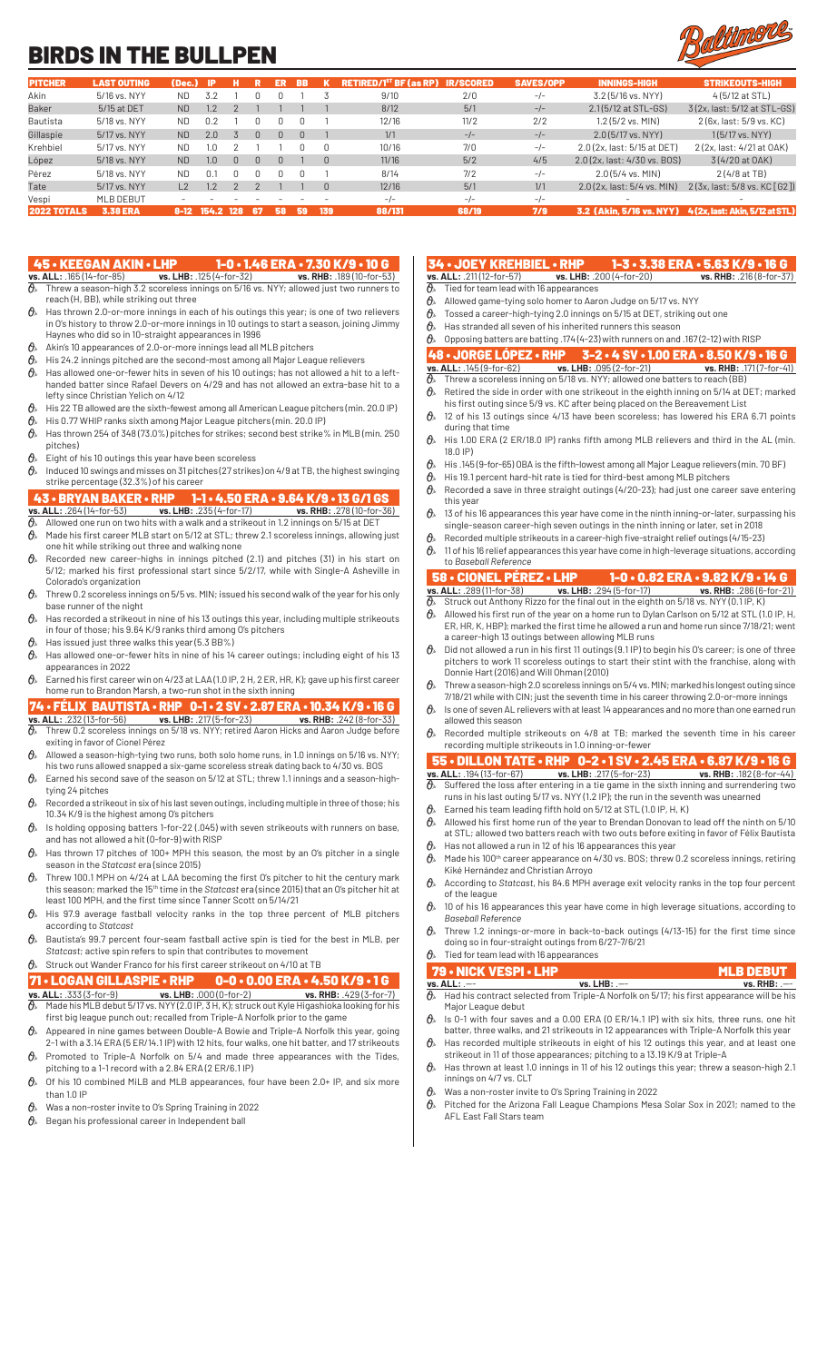# BIRDS IN THE BULLPEN

| PITCHER | LAST OUTING | (Dec.) | IP | H | R | ER | BB | K | RETIRED/1ST BF (as RP) | IR/SCORED | SAVES/OPP | INNINGS-HIGH | STRIKEOUTS-HIGH |
|---|---|---|---|---|---|---|---|---|---|---|---|---|---|
| Akin | 5/16 vs. NYY | ND | 3.2 | 1 | 0 | 0 | 1 | 3 | 9/10 | 2/0 | -/- | 3.2 (5/16 vs. NYY) | 4 (5/12 at STL) |
| Baker | 5/15 at DET | ND | 1.2 | 2 | 1 | 1 | 1 | 1 | 8/12 | 5/1 | -/- | 2.1 (5/12 at STL-GS) | 3 (2x, last: 5/12 at STL-GS) |
| Bautista | 5/18 vs. NYY | ND | 0.2 | 1 | 0 | 0 | 0 | 1 | 12/16 | 11/2 | 2/2 | 1.2 (5/2 vs. MIN) | 2 (6x, last: 5/9 vs. KC) |
| Gillaspie | 5/17 vs. NYY | ND | 2.0 | 3 | 0 | 0 | 0 | 1 | 1/1 | -/- | -/- | 2.0 (5/17 vs. NYY) | 1 (5/17 vs. NYY) |
| Krehbiel | 5/17 vs. NYY | ND | 1.0 | 2 | 1 | 1 | 0 | 0 | 10/16 | 7/0 | -/- | 2.0 (2x, last: 5/15 at DET) | 2 (2x, last: 4/21 at OAK) |
| López | 5/18 vs. NYY | ND | 1.0 | 0 | 0 | 0 | 1 | 0 | 11/16 | 5/2 | 4/5 | 2.0 (2x, last: 4/30 vs. BOS) | 3 (4/20 at OAK) |
| Pérez | 5/18 vs. NYY | ND | 0.1 | 0 | 0 | 0 | 0 | 1 | 8/14 | 7/2 | -/- | 2.0 (5/4 vs. MIN) | 2 (4/8 at TB) |
| Tate | 5/17 vs. NYY | L2 | 1.2 | 2 | 2 | 1 | 1 | 0 | 12/16 | 5/1 | 1/1 | 2.0 (2x, last: 5/4 vs. MIN) | 2 (3x, last: 5/8 vs. KC [G2]) |
| Vespi | MLB DEBUT | - | - | - | - | - | - | - | -/- | -/- | -/- | - | - |
| **2022 TOTALS** | **3.38 ERA** | **8-12** | **154.2** | **128** | **67** | **58** | **59** | **139** | **88/131** | **68/19** | **7/9** | **3.2 (Akin, 5/16 vs. NYY)** | **4 (2x, last: Akin, 5/12 at STL)** |

## 45 • KEEGAN AKIN • LHP — 1-0 • 1.46 ERA • 7.30 K/9 • 10 G

**vs. ALL:** .165 (14-for-85) **vs. LHB:** .125 (4-for-32) **vs. RHB:** .189 (10-for-53)

- Threw a season-high 3.2 scoreless innings on 5/16 vs. NYY; allowed just two runners to reach (H, BB), while striking out three
- Has thrown 2.0-or-more innings in each of his outings this year; is one of two relievers in O's history to throw 2.0-or-more innings in 10 outings to start a season, joining Jimmy Haynes who did so in 10-straight appearances in 1996
- Akin's 10 appearances of 2.0-or-more innings lead all MLB pitchers
- His 24.2 innings pitched are the second-most among all Major League relievers
- Has allowed one-or-fewer hits in seven of his 10 outings; has not allowed a hit to a left-handed batter since Rafael Devers on 4/29 and has not allowed an extra-base hit to a lefty since Christian Yelich on 4/12
- His 22 TB allowed are the sixth-fewest among all American League pitchers (min. 20.0 IP)
- His 0.77 WHIP ranks sixth among Major League pitchers (min. 20.0 IP)
- Has thrown 254 of 348 (73.0%) pitches for strikes; second best strike% in MLB (min. 250 pitches)
- Eight of his 10 outings this year have been scoreless
- Induced 10 swings and misses on 31 pitches (27 strikes) on 4/9 at TB, the highest swinging strike percentage (32.3%) of his career

## 43 • BRYAN BAKER • RHP — 1-1 • 4.50 ERA • 9.64 K/9 • 13 G/1 GS

**vs. ALL:** .264 (14-for-53) **vs. LHB:** .235 (4-for-17) **vs. RHB:** .278 (10-for-36)

- Allowed one run on two hits with a walk and a strikeout in 1.2 innings on 5/15 at DET
- Made his first career MLB start on 5/12 at STL; threw 2.1 scoreless innings, allowing just one hit while striking out three and walking none
- Recorded new career-highs in innings pitched (2.1) and pitches (31) in his start on 5/12; marked his first professional start since 5/2/17, while with Single-A Asheville in Colorado's organization
- Threw 0.2 scoreless innings on 5/5 vs. MIN; issued his second walk of the year for his only base runner of the night
- Has recorded a strikeout in nine of his 13 outings this year, including multiple strikeouts in four of those; his 9.64 K/9 ranks third among O's pitchers
- Has issued just three walks this year (5.3 BB%)
- Has allowed one-or-fewer hits in nine of his 14 career outings; including eight of his 13 appearances in 2022
- Earned his first career win on 4/23 at LAA (1.0 IP, 2 H, 2 ER, HR, K); gave up his first career home run to Brandon Marsh, a two-run shot in the sixth inning

## 74 • FÉLIX BAUTISTA • RHP — 0-1 • 2 SV • 2.87 ERA • 10.34 K/9 • 16 G

**vs. ALL:** .232 (13-for-56) **vs. LHB:** .217 (5-for-23) **vs. RHB:** .242 (8-for-33)

- Threw 0.2 scoreless innings on 5/18 vs. NYY; retired Aaron Hicks and Aaron Judge before exiting in favor of Cionel Pérez
- Allowed a season-high-tying two runs, both solo home runs, in 1.0 innings on 5/16 vs. NYY; his two runs allowed snapped a six-game scoreless streak dating back to 4/30 vs. BOS
- Earned his second save of the season on 5/12 at STL; threw 1.1 innings and a season-high-tying 24 pitches
- Recorded a strikeout in six of his last seven outings, including multiple in three of those; his 10.34 K/9 is the highest among O's pitchers
- Is holding opposing batters 1-for-22 (.045) with seven strikeouts with runners on base, and has not allowed a hit (0-for-9) with RISP
- Has thrown 17 pitches of 100+ MPH this season, the most by an O's pitcher in a single season in the *Statcast* era (since 2015)
- Threw 100.1 MPH on 4/24 at LAA becoming the first O's pitcher to hit the century mark this season; marked the 15th time in the *Statcast* era (since 2015) that an O's pitcher hit at least 100 MPH, and the first time since Tanner Scott on 5/14/21
- His 97.9 average fastball velocity ranks in the top three percent of MLB pitchers according to *Statcast*
- Bautista's 99.7 percent four-seam fastball active spin is tied for the best in MLB, per *Statcast*; active spin refers to spin that contributes to movement
- Struck out Wander Franco for his first career strikeout on 4/10 at TB

## 71 • LOGAN GILLASPIE • RHP — 0-0 • 0.00 ERA • 4.50 K/9 • 1 G

**vs. ALL:** .333 (3-for-9) **vs. LHB:** .000 (0-for-2) **vs. RHB:** .429 (3-for-7)

- Made his MLB debut 5/17 vs. NYY (2.0 IP, 3 H, K); struck out Kyle Higashioka looking for his first big league punch out; recalled from Triple-A Norfolk prior to the game
- Appeared in nine games between Double-A Bowie and Triple-A Norfolk this year, going 2-1 with a 3.14 ERA (5 ER/14.1 IP) with 12 hits, four walks, one hit batter, and 17 strikeouts
- Promoted to Triple-A Norfolk on 5/4 and made three appearances with the Tides, pitching to a 1-1 record with a 2.84 ERA (2 ER/6.1 IP)
- Of his 10 combined MiLB and MLB appearances, four have been 2.0+ IP, and six more than 1.0 IP
- Was a non-roster invite to O's Spring Training in 2022
- Began his professional career in Independent ball

## 34 • JOEY KREHBIEL • RHP — 1-3 • 3.38 ERA • 5.63 K/9 • 16 G

**vs. ALL:** .211 (12-for-57) **vs. LHB:** .200 (4-for-20) **vs. RHB:** .216 (8-for-37)

- Tied for team lead with 16 appearances
- Allowed game-tying solo homer to Aaron Judge on 5/17 vs. NYY
- Tossed a career-high-tying 2.0 innings on 5/15 at DET, striking out one
- Has stranded all seven of his inherited runners this season
- Opposing batters are batting .174 (4-23) with runners on and .167 (2-12) with RISP

## 48 • JORGE LÓPEZ • RHP — 3-2 • 4 SV • 1.00 ERA • 8.50 K/9 • 16 G

**vs. ALL:** .145 (9-for-62) **vs. LHB:** .095 (2-for-21) **vs. RHB:** .171 (7-for-41)

- Threw a scoreless inning on 5/18 vs. NYY; allowed one batters to reach (BB)
- Retired the side in order with one strikeout in the eighth inning on 5/14 at DET; marked his first outing since 5/9 vs. KC after being placed on the Bereavement List
- 12 of his 13 outings since 4/13 have been scoreless; has lowered his ERA 6.71 points during that time
- His 1.00 ERA (2 ER/18.0 IP) ranks fifth among MLB relievers and third in the AL (min. 18.0 IP)
- His .145 (9-for-65) OBA is the fifth-lowest among all Major League relievers (min. 70 BF)
- His 19.1 percent hard-hit rate is tied for third-best among MLB pitchers
- Recorded a save in three straight outings (4/20-23); had just one career save entering this year
- 13 of his 16 appearances this year have come in the ninth inning-or-later, surpassing his single-season career-high seven outings in the ninth inning or later, set in 2018
- Recorded multiple strikeouts in a career-high five-straight relief outings (4/15-23)
- 11 of his 16 relief appearances this year have come in high-leverage situations, according to *Baseball Reference*

## 58 • CIONEL PÉREZ • LHP — 1-0 • 0.82 ERA • 9.82 K/9 • 14 G

**vs. ALL:** .289 (11-for-38) **vs. LHB:** .294 (5-for-17) **vs. RHB:** .286 (6-for-21)

- Struck out Anthony Rizzo for the final out in the eighth on 5/18 vs. NYY (0.1 IP, K)
- Allowed his first run of the year on a home run to Dylan Carlson on 5/12 at STL (1.0 IP, H, ER, HR, K, HBP); marked the first time he allowed a run and home run since 7/18/21; went a career-high 13 outings between allowing MLB runs
- Did not allowed a run in his first 11 outings (9.1 IP) to begin his O's career; is one of three pitchers to work 11 scoreless outings to start their stint with the franchise, along with Donnie Hart (2016) and Will Ohman (2010)
- Threw a season-high 2.0 scoreless innings on 5/4 vs. MIN; marked his longest outing since 7/18/21 while with CIN; just the seventh time in his career throwing 2.0-or-more innings
- Is one of seven AL relievers with at least 14 appearances and no more than one earned run allowed this season
- Recorded multiple strikeouts on 4/8 at TB; marked the seventh time in his career recording multiple strikeouts in 1.0 inning-or-fewer

## 55 • DILLON TATE • RHP — 0-2 • 1 SV • 2.45 ERA • 6.87 K/9 • 16 G

**vs. ALL:** .194 (13-for-67) **vs. LHB:** .217 (5-for-23) **vs. RHB:** .182 (8-for-44)

- Suffered the loss after entering in a tie game in the sixth inning and surrendering two runs in his last outing 5/17 vs. NYY (1.2 IP); the run in the seventh was unearned
- Earned his team leading fifth hold on 5/12 at STL (1.0 IP, H, K)
- Allowed his first home run of the year to Brendan Donovan to lead off the ninth on 5/10 at STL; allowed two batters reach with two outs before exiting in favor of Félix Bautista
- Has not allowed a run in 12 of his 16 appearances this year
- Made his 100th career appearance on 4/30 vs. BOS; threw 0.2 scoreless innings, retiring Kiké Hernández and Christian Arroyo
- According to *Statcast*, his 84.6 MPH average exit velocity ranks in the top four percent of the league
- 10 of his 16 appearances this year have come in high leverage situations, according to *Baseball Reference*
- Threw 1.2 innings-or-more in back-to-back outings (4/13-15) for the first time since doing so in four-straight outings from 6/27-7/6/21
- Tied for team lead with 16 appearances

## 79 • NICK VESPI • LHP — MLB DEBUT

**vs. ALL:** .--- **vs. LHB:** .--- **vs. RHB:** .---

- Had his contract selected from Triple-A Norfolk on 5/17; his first appearance will be his Major League debut
- Is 0-1 with four saves and a 0.00 ERA (0 ER/14.1 IP) with six hits, three runs, one hit batter, three walks, and 21 strikeouts in 12 appearances with Triple-A Norfolk this year
- Has recorded multiple strikeouts in eight of his 12 outings this year, and at least one strikeout in 11 of those appearances; pitching to a 13.19 K/9 at Triple-A
- Has thrown at least 1.0 innings in 11 of his 12 outings this year; threw a season-high 2.1 innings on 4/7 vs. CLT
- Was a non-roster invite to O's Spring Training in 2022
- Pitched for the Arizona Fall League Champions Mesa Solar Sox in 2021; named to the AFL East Fall Stars team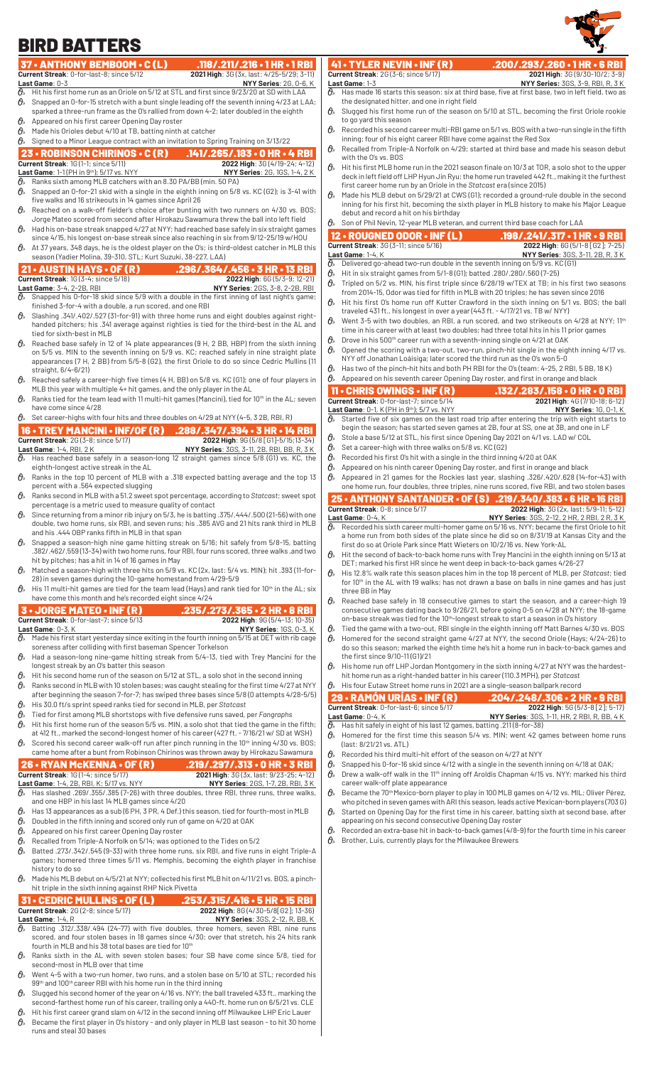# BIRD BATTERS

## 37 • ANTHONY BEMBOOM • C (L) — .118/.211/.216 • 1 HR • 1 RBI

**Current Streak**: 0-for-last-8; since 5/12
**2021 High**: 3G (3x, last: 4/25-5/29; 3-11)
**Last Game**: 0-3
**NYY Series**: 2G, 0-6, K

- Hit his first home run as an Oriole on 5/12 at STL and first since 9/23/20 at SD with LAA
- Snapped an 0-for-15 stretch with a bunt single leading off the seventh inning 4/23 at LAA; sparked a three-run frame as the O's rallied from down 4-2; later doubled in the eighth
- Appeared on his first career Opening Day roster
- Made his Orioles debut 4/10 at TB, batting ninth at catcher
- Signed to a Minor League contract with an invitation to Spring Training on 3/13/22

## 23 • ROBINSON CHIRINOS • C (R) — .141/.265/.183 • 0 HR • 4 RBI

**Current Streak**: 1G (1-1; since 5/11)
**2022 High**: 3G (4/19-24; 4-12)
**Last Game**: 1-1 (PH in 9th); 5/17 vs. NYY
**NYY Series**: 2G, 1GS, 1-4, 2 K

- Ranks sixth among MLB catchers with an 8.30 PA/BB (min. 50 PA)
- Snapped an 0-for-21 skid with a single in the eighth inning on 5/8 vs. KC (G2); is 3-41 with five walks and 16 strikeouts in 14 games since April 26
- Reached on a walk-off fielder's choice after bunting with two runners on 4/30 vs. BOS; Jorge Mateo scored from second after Hirokazu Sawamura threw the ball into left field
- Had his on-base streak snapped 4/27 at NYY; had reached base safely in six straight games since 4/15, his longest on-base streak since also reaching in six from 9/12-25/19 w/HOU
- At 37 years, 348 days, he is the oldest player on the O's; is third-oldest catcher in MLB this season (Yadier Molina, 39-310, STL; Kurt Suzuki, 38-227, LAA)

## 21 • AUSTIN HAYS • OF (R) — .296/.364/.456 • 3 HR • 13 RBI

**Current Streak**: 1G (3-4; since 5/18)
**2022 High**: 6G (5/3-9; 12-21)
**Last Game**: 3-4, R, 2-2B, RBI
**NYY Series**: 2GS, 3-8, 2-2B, RBI

- Snapped his 0-for-18 skid since 5/9 with a double in the first inning of last night's game; finished 3-for-4 with a double, a run scored, and one RBI
- Slashing .341/.402/.527 (31-for-91) with three home runs and eight doubles against right-handed pitchers; his .341 average against righties is tied for the third-best in the AL and tied for sixth-best in MLB
- Reached base safely in 12 of 14 plate appearances (9 H, 2 BB, HBP) from the sixth inning on 5/5 vs. MIN to the seventh inning on 5/9 vs. KC; reached safely in nine straight plate appearances (7 H, 2 BB) from 5/5-8 (G2), the first Oriole to do so since Cedric Mullins (11 straight, 6/4-6/21)
- Reached safely a career-high five times (4 H, BB) on 5/8 vs. KC (G1); one of four players in MLB this year with multiple 4+ hit games, and the only player in the AL
- Ranks tied for the team lead with 11 multi-hit games (Mancini), tied for 10th in the AL; seven have come since 4/28
- Set career-highs with four hits and three doubles on 4/29 at NYY (4-5, 3 2B, RBI, R)

## 16 • TREY MANCINI • INF/OF (R) — .288/.347/.394 • 3 HR • 14 RBI

**Current Streak**: 2G (3-8; since 5/17)
**2022 High**: 9G (5/8 [G1]-5/15; 13-34)
**Last Game**: 1-4, RBI, 2 K
**NYY Series**: 3GS, 3-11, 2B, RBI, BB, R, 3 K

- Has reached base safely in a season-long 12 straight games since 5/8 (G1) vs. KC, the eighth-longest active streak in the AL
- Ranks in the top 10 percent of MLB with a .318 expected batting average and the top 13 percent with a .564 expected slugging
- Ranks second in MLB with a 51.2 sweet spot percentage, according to *Statcast*; sweet spot percentage is a metric used to measure quality of contact
- Since returning from a minor rib injury on 5/3, he is batting .375/.444/.500 (21-56) with one double, two home runs, six RBI, and seven runs; his .385 AVG and 21 hits rank third in MLB and his .444 OBP ranks fifth in MLB in that span
- Snapped a season-high nine game hitting streak on 5/16; hit safely from 5/8-15, batting .382/.462/.559 (13-34) with two home runs, four RBI, four runs scored, three walks, and two hit by pitches; has a hit in 14 of 16 games in May
- Matched a season-high with three hits on 5/9 vs. KC (2x, last: 5/4 vs. MIN); hit .393 (11-for-28) in seven games during the 10-game homestand from 4/29-5/9
- His 11 multi-hit games are tied for the team lead (Hays) and rank tied for 10th in the AL; six have come this month and he's recorded eight since 4/24

## 3 • JORGE MATEO • INF (R) — .235/.273/.365 • 2 HR • 8 RBI

**Current Streak**: 0-for-last-7; since 5/13
**2022 High**: 9G (4/13-22; 10-35)
**Last Game**: 0-3, K
**NYY Series**: 1GS, 0-3, K

- Made his first start yesterday since exiting in the fourth inning on 5/15 at DET with rib cage soreness after colliding with first baseman Spencer Torkelson
- Had a season-long nine-game hitting streak from 4/13-22, tied with Trey Mancini for the longest streak by an O's batter this season
- Hit his second home run of the season on 5/12 at STL, a solo shot in the second inning
- Ranks second in MLB with 10 stolen bases; was caught stealing for the first time 4/27 at NYY after beginning the season 7-for-7; has swiped three bases since 5/8 (0 attempts 4/28-5/5)
- His 30.0 ft/s sprint speed ranks tied for second in MLB, per *Statcast*
- Tied for first among MLB shortstops with five defensive runs saved, per *Fangraphs*
- Hit his first home run of the season 5/5 vs. MIN, a solo shot that tied the game in the fifth; at 412 ft., marked the second-longest homer of his career (427 ft. - 7/16/21 w/ SD at WSH)
- Scored his second career walk-off run after pinch running in the 10th inning 4/30 vs. BOS; came home after a bunt from Robinson Chirinos was thrown away by Hirokazu Sawamura

## 26 • RYAN McKENNA • OF (R) — .219/.297/.313 • 0 HR • 3 RBI

**Current Streak**: 1G (1-4; since 5/17)
**2021 High**: 3G (3x, last: 9/23-25; 4-12)
**Last Game**: 1-4, 2B, RBI, K; 5/17 vs. NYY
**NYY Series**: 2GS, 1-7, 2B, RBI, 3 K

- Has slashed .269/.355/.385 (7-26) with three doubles, three RBI, three runs, three walks, and one HBP in his last 14 MLB games since 4/20
- Has 13 appearances as a sub (6 PH, 3 PR, 4 Def.) this season, tied for fourth-most in MLB
- Doubled in the fifth inning and scored only run of game on 4/20 at OAK
- Appeared on his first career Opening Day roster
- Recalled from Triple-A Norfolk on 5/14; was optioned to the Tides on 5/2
- Batted .273/.342/.545 (9-33) with three home runs, six RBI, and five runs in eight Triple-A games; homered three times 5/11 vs. Memphis, becoming the eighth player in franchise history to do so
- Made his MLB debut on 4/5/21 at NYY; collected his first MLB hit on 4/11/21 vs. BOS, a pinch-hit triple in the sixth inning against RHP Nick Pivetta

## 31 • CEDRIC MULLINS • OF (L) — .253/.315/.416 • 5 HR • 15 RBI

**Current Streak**: 2G (2-8; since 5/17)
**2022 High**: 8G (4/30-5/8 [G2]; 13-36)
**Last Game**: 1-4, R
**NYY Series**: 3GS, 2-12, R, BB, K

- Batting .312/.338/.494 (24-77) with five doubles, three homers, seven RBI, nine runs scored, and four stolen bases in 18 games since 4/30; over that stretch, his 24 hits rank fourth in MLB and his 38 total bases are tied for 10th
- Ranks sixth in the AL with seven stolen bases; four SB have come since 5/8, tied for second-most in MLB over that time
- Went 4-5 with a two-run homer, two runs, and a stolen base on 5/10 at STL; recorded his 99th and 100th career RBI with his home run in the third inning
- Slugged his second homer of the year on 4/16 vs. NYY; the ball traveled 433 ft., marking the second-farthest home run of his career, trailing only a 440-ft. home run on 6/5/21 vs. CLE
- Hit his first career grand slam on 4/12 in the second inning off Milwaukee LHP Eric Lauer
- Became the first player in O's history - and only player in MLB last season - to hit 30 home runs and steal 30 bases

## 41 • TYLER NEVIN • INF (R) — .200/.293/.260 • 1 HR • 6 RBI

**Current Streak**: 2G (3-6; since 5/17)
**2021 High**: 3G (9/30-10/2; 3-9)
**Last Game**: 1-3
**NYY Series**: 3GS, 3-9, RBI, R, 3 K

- Has made 16 starts this season: six at third base, five at first base, two in left field, two as the designated hitter, and one in right field
- Slugged his first home run of the season on 5/10 at STL, becoming the first Oriole rookie to go yard this season
- Recorded his second career multi-RBI game on 5/1 vs. BOS with a two-run single in the fifth inning; four of his eight career RBI have come against the Red Sox
- Recalled from Triple-A Norfolk on 4/29; started at third base and made his season debut with the O's vs. BOS
- Hit his first MLB home run in the 2021 season finale on 10/3 at TOR, a solo shot to the upper deck in left field off LHP Hyun Jin Ryu; the home run traveled 442 ft., making it the furthest first career home run by an Oriole in the *Statcast* era (since 2015)
- Made his MLB debut on 5/29/21 at CWS (G1); recorded a ground-rule double in the second inning for his first hit, becoming the sixth player in MLB history to make his Major League debut and record a hit on his birthday
- Son of Phil Nevin, 12-year MLB veteran, and current third base coach for LAA

## 12 • ROUGNED ODOR • INF (L) — .198/.241/.317 • 1 HR • 9 RBI

**Current Streak**: 3G (3-11; since 5/16)
**2022 High**: 6G (5/1-8 [G2]; 7-25)
**Last Game**: 1-4, K
**NYY Series**: 3GS, 3-11, 2B, R, 3 K

- Delivered go-ahead two-run double in the seventh inning on 5/9 vs. KC (G1)
- Hit in six straight games from 5/1-8 (G1); batted .280/.280/.560 (7-25)
- Tripled on 5/2 vs. MIN, his first triple since 6/28/19 w/TEX at TB; in his first two seasons from 2014-15, Odor was tied for fifth in MLB with 20 triples; he has seven since 2016
- Hit his first O's home run off Kutter Crawford in the sixth inning on 5/1 vs. BOS; the ball traveled 431 ft., his longest in over a year (443 ft. - 4/17/21 vs. TB w/ NYY)
- Went 3-5 with two doubles, an RBI, a run scored, and two strikeouts on 4/28 at NYY; 11th time in his career with at least two doubles; had three total hits in his 11 prior games
- Drove in his 500th career run with a seventh-inning single on 4/21 at OAK
- Opened the scoring with a two-out, two-run, pinch-hit single in the eighth inning 4/17 vs. NYY off Jonathan Loáisiga; later scored the third run as the O's won 5-0
- Has two of the pinch-hit hits and both PH RBI for the O's (team: 4-25, 2 RBI, 5 BB, 18 K)
- Appeared on his seventh career Opening Day roster, and first in orange and black

## 11 • CHRIS OWINGS • INF (R) — .132/.283/.158 • 0 HR • 0 RBI

**Current Streak**: 0-for-last-7; since 5/14
**2021 High**: 4G (7/10-18; 6-12)
**Last Game**: 0-1, K (PH in 9th); 5/7 vs. NYY
**NYY Series**: 1G, 0-1, K

- Started five of six games on the last road trip after entering the trip with eight starts to begin the season; has started seven games at 2B, four at SS, one at 3B, and one in LF
- Stole a base 5/12 at STL, his first since Opening Day 2021 on 4/1 vs. LAD w/ COL
- Set a career-high with three walks on 5/8 vs. KC (G2)
- Recorded his first O's hit with a single in the third inning 4/20 at OAK
- Appeared on his ninth career Opening Day roster, and first in orange and black
- Appeared in 21 games for the Rockies last year, slashing .326/.420/.628 (14-for-43) with one home run, four doubles, three triples, nine runs scored, five RBI, and two stolen bases

## 25 • ANTHONY SANTANDER • OF (S) — .219/.340/.383 • 6 HR • 16 RBI

**Current Streak**: 0-8; since 5/17
**2022 High**: 3G (2x, last: 5/9-11; 5-12)
**Last Game**: 0-4, K
**NYY Series**: 3GS, 2-12, 2 HR, 2 RBI, 2 R, 3 K

- Recorded his sixth career multi-homer game on 5/16 vs. NYY; became the first Oriole to hit a home run from both sides of the plate since he did so on 8/31/19 at Kansas City and the first do so at Oriole Park since Matt Wieters on 10/2/16 vs. New York-AL
- Hit the second of back-to-back home runs with Trey Mancini in the eighth inning on 5/13 at DET; marked his first HR since he went deep in back-to-back games 4/26-27
- His 12.8% walk rate this season places him in the top 18 percent of MLB, per *Statcast*; tied for 10th in the AL with 19 walks; has not drawn a base on balls in nine games and has just three BB in May
- Reached base safely in 18 consecutive games to start the season, and a career-high 19 consecutive games dating back to 9/26/21, before going 0-5 on 4/28 at NYY; the 18-game on-base streak was tied for the 10th-longest streak to start a season in O's history
- Tied the game with a two-out, RBI single in the eighth inning off Matt Barnes 4/30 vs. BOS
- Homered for the second straight game 4/27 at NYY, the second Oriole (Hays; 4/24-26) to do so this season; marked the eighth time he's hit a home run in back-to-back games and the first since 9/10-11 (G1)/21
- His home run off LHP Jordan Montgomery in the sixth inning 4/27 at NYY was the hardest-hit home run by a right-handed batter in his career (110.3 MPH), per *Statcast*
- His four Eutaw Street home runs in 2021 are a single-season ballpark record

## 29 • RAMÓN URÍAS • INF (R) — .204/.248/.306 • 2 HR • 9 RBI

**Current Streak**: 0-for-last-6; since 5/17
**2022 High**: 5G (5/3-8 [2]; 5-17)
**Last Game**: 0-4, K
**NYY Series**: 3GS, 1-11, HR, 2 RBI, R, BB, 4 K

- Has hit safely in eight of his last 12 games, batting .211 (8-for-38)
- Homered for the first time this season 5/4 vs. MIN; went 42 games between home runs (last: 8/21/21 vs. ATL)
- Recorded his third multi-hit effort of the season on 4/27 at NYY
- Snapped his 0-for-16 skid since 4/12 with a single in the seventh inning on 4/18 at OAK;
- Drew a walk-off walk in the 11th inning off Aroldis Chapman 4/15 vs. NYY; marked his third career walk-off plate appearance
- Became the 70th Mexico-born player to play in 100 MLB games on 4/12 vs. MIL; Oliver Pérez, who pitched in seven games with ARI this season, leads active Mexican-born players (703 G)
- Started on Opening Day for the first time in his career, batting sixth at second base, after appearing on his second consecutive Opening Day roster
- Recorded an extra-base hit in back-to-back games (4/8-9) for the fourth time in his career
- Brother, Luis, currently plays for the Milwaukee Brewers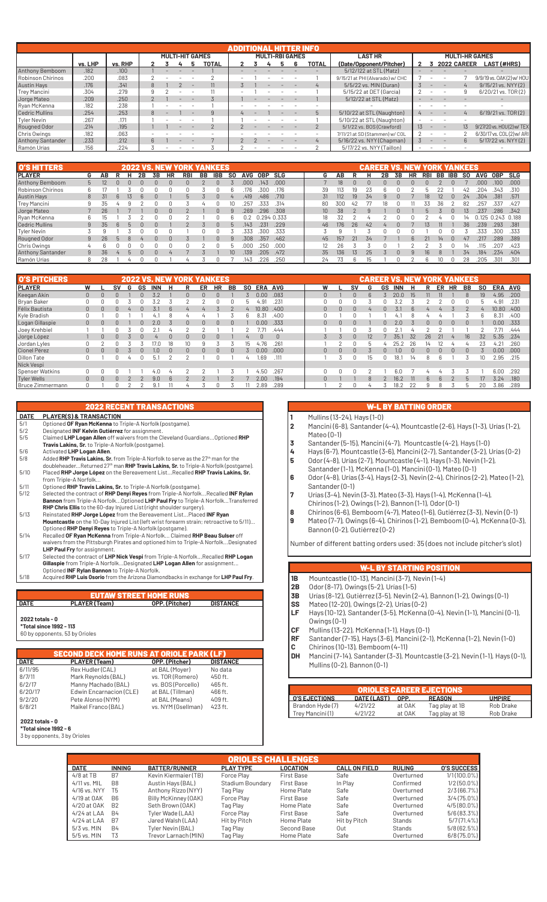## ADDITIONAL HITTER INFO

| | vs. LHP | vs. RHP | MULTI-HIT GAMES 2 | 3 | 4 | 5 | TOTAL | MULTI-RBI GAMES 2 | 3 | 4 | 5 | 6 | TOTAL | LAST HR (Date/Opponent/Pitcher) | MULTI-HR GAMES 2 | 3 | 2022 | CAREER | LAST (#HRS) |
|---|---|---|---|---|---|---|---|---|---|---|---|---|---|---|---|---|---|---|---|
| Anthony Bemboom | .182 | .100 | 1 | - | - | - | 1 | - | - | - | - | - | - | 5/12/22 at STL (Matz) | - | - | - | - | - |
| Robinson Chirinos | .200 | .083 | 2 | - | - | - | 2 | - | 1 | - | - | - | 1 | 9/15/21 at PHI (Alvarado) w/ CHC | 7 | - | - | 7 | 9/9/19 vs. OAK (2) w/ HOU |
| Austin Hays | .176 | .341 | 8 | 1 | 2 | - | 11 | 3 | 1 | - | - | - | 4 | 5/5/22 vs. MIN (Duran) | 3 | - | - | 4 | 9/15/21 vs. NYY (2) |
| Trey Mancini | .304 | .279 | 9 | 2 | - | - | 11 | - | 1 | - | - | - | 1 | 5/15/22 at DET (Garcia) | 2 | - | - | 9 | 6/20/21 vs. TOR (2) |
| Jorge Mateo | .209 | .250 | 2 | 1 | - | - | 3 | 1 | - | - | - | - | 1 | 5/12/22 at STL (Matz) | - | - | - | - | - |
| Ryan McKenna | .182 | .238 | 1 | - | - | - | 1 | - | - | - | - | - | - | - | - | - | - | - | - |
| Cedric Mullins | .254 | .253 | 8 | - | 1 | - | 9 | 4 | - | 1 | - | - | 5 | 5/10/22 at STL (Naughton) | 4 | - | - | 4 | 6/19/21 vs. TOR (2) |
| Tyler Nevin | .267 | .171 | 1 | - | - | - | 1 | 1 | - | - | - | - | 1 | 5/10/22 at STL (Naughton) | - | - | - | - | - |
| Rougned Odor | .214 | .195 | 1 | 1 | - | - | 2 | 2 | - | - | - | - | 2 | 5/1/22 vs. BOS (Crawford) | 13 | - | - | 13 | 9/27/20 vs. HOU (2) w/ TEX |
| Chris Owings | .182 | .063 | - | - | - | - | - | - | - | - | - | - | - | 7/11/21 at SD (Stammen) w/ COL | 2 | - | - | 2 | 6/30/17 vs. COL (2) w/ ARI |
| Anthony Santander | .233 | .212 | 6 | 1 | - | - | 7 | 2 | 2 | - | - | - | 4 | 5/16/22 vs. NYY (Chapman) | 3 | - | - | 6 | 5/17/22 vs. NYY (2) |
| Ramón Urías | .156 | .224 | 3 | - | - | - | 3 | 2 | - | - | - | - | 2 | 5/17/22 vs. NYY (Taillon) | - | - | - | - | - |

## O'S HITTERS — 2022 VS. NEW YORK YANKEES / CAREER VS. NEW YORK YANKEES

| PLAYER | G | AB | R | H | 2B | 3B | HR | RBI | BB | IBB | SO | AVG | OBP | SLG | G | AB | R | H | 2B | 3B | HR | RBI | BB | IBB | SO | AVG | OBP | SLG |
|---|---|---|---|---|---|---|---|---|---|---|---|---|---|---|---|---|---|---|---|---|---|---|---|---|---|---|---|---|
| Anthony Bemboom | 5 | 12 | 0 | 0 | 0 | 0 | 0 | 0 | 2 | 0 | 3 | .000 | .143 | .000 | 7 | 18 | 0 | 0 | 0 | 0 | 0 | 0 | 2 | 0 | 4 | .000 | .100 | .000 |
| Robinson Chirinos | 6 | 17 | 1 | 3 | 0 | 0 | 0 | 0 | 3 | 0 | 6 | .176 | .300 | .176 | 39 | 113 | 19 | 23 | 6 | 0 | 2 | 5 | 22 | 1 | 42 | .204 | .343 | .310 |
| Austin Hays | 8 | 31 | 6 | 13 | 6 | 0 | 1 | 5 | 3 | 0 | 4 | .419 | .486 | .710 | 31 | 112 | 19 | 34 | 9 | 0 | 7 | 18 | 12 | 0 | 24 | .304 | .381 | .571 |
| Trey Mancini | 9 | 35 | 4 | 9 | 2 | 0 | 0 | 3 | 4 | 0 | 10 | .257 | .333 | .314 | 80 | 300 | 42 | 77 | 18 | 0 | 11 | 33 | 36 | 2 | 82 | .257 | .337 | .427 |
| Jorge Mateo | 7 | 26 | 1 | 7 | 1 | 0 | 0 | 2 | 1 | 0 | 9 | .269 | .296 | .308 | 10 | 38 | 2 | 9 | 1 | 0 | 1 | 5 | 3 | 0 | 13 | .237 | .286 | .342 |
| Ryan McKenna | 6 | 15 | 1 | 3 | 2 | 0 | 0 | 2 | 1 | 0 | 6 | 0.2 | 0.294 | 0.333 | 18 | 32 | 2 | 4 | 2 | 0 | 0 | 2 | 4 | 0 | 14 | 0.125 | 0.243 | 0.188 |
| Cedric Mullins | 9 | 35 | 6 | 5 | 0 | 0 | 1 | 2 | 3 | 0 | 5 | .143 | .231 | .229 | 46 | 176 | 26 | 42 | 4 | 0 | 7 | 13 | 11 | 1 | 36 | .239 | .293 | .381 |
| Tyler Nevin | 3 | 9 | 1 | 3 | 0 | 0 | 0 | 1 | 0 | 0 | 3 | .333 | .300 | .333 | 3 | 9 | 1 | 3 | 0 | 0 | 0 | 1 | 0 | 0 | 3 | .333 | .300 | .333 |
| Rougned Odor | 9 | 26 | 5 | 8 | 4 | 0 | 0 | 3 | 1 | 0 | 9 | .308 | .357 | .462 | 45 | 157 | 21 | 34 | 7 | 1 | 6 | 21 | 14 | 0 | 47 | .217 | .289 | .389 |
| Chris Owings | 4 | 6 | 0 | 0 | 0 | 0 | 0 | 0 | 2 | 0 | 5 | .000 | .250 | .000 | 12 | 26 | 3 | 3 | 0 | 1 | 2 | 2 | 3 | 0 | 14 | .115 | .207 | .423 |
| Anthony Santander | 9 | 36 | 4 | 5 | 0 | 0 | 4 | 7 | 3 | 1 | 10 | .139 | .205 | .472 | 35 | 136 | 13 | 25 | 3 | 0 | 9 | 16 | 8 | 1 | 34 | .184 | .234 | .404 |
| Ramón Urías | 8 | 28 | 1 | 4 | 0 | 0 | 1 | 4 | 3 | 0 | 7 | .143 | .226 | .250 | 24 | 73 | 6 | 15 | 1 | 0 | 2 | 6 | 10 | 0 | 28 | .205 | .301 | .301 |

## O'S PITCHERS — 2022 VS. NEW YORK YANKEES / CAREER VS. NEW YORK YANKEES

| PLAYER | W | L | SV | G | GS | INN | H | R | ER | HR | BB | SO | ERA | AVG | W | L | SV | G | GS | INN | H | R | ER | HR | BB | SO | ERA | AVG |
|---|---|---|---|---|---|---|---|---|---|---|---|---|---|---|---|---|---|---|---|---|---|---|---|---|---|---|---|---|
| Keegan Akin | 0 | 0 | 0 | 1 | 0 | 3.2 | 1 | 0 | 0 | 0 | 0 | 3 | 0.00 | .083 | 0 | 1 | 0 | 6 | 3 | 20.0 | 15 | 11 | 11 | 1 | 8 | 19 | 4.95 | .200 |
| Bryan Baker | 0 | 0 | 0 | 3 | 0 | 3.2 | 3 | 2 | 2 | 0 | 0 | 5 | 4.91 | .231 | 0 | 0 | 0 | 3 | 0 | 3.2 | 3 | 2 | 2 | 0 | 0 | 5 | 4.91 | .231 |
| Félix Bautista | 0 | 0 | 0 | 4 | 0 | 3.1 | 6 | 4 | 4 | 3 | 2 | 4 | 10.80 | .400 | 0 | 0 | 0 | 4 | 0 | 3.1 | 6 | 4 | 4 | 3 | 2 | 4 | 10.80 | .400 |
| Kyle Bradish | 0 | 1 | 0 | 1 | 1 | 4.1 | 8 | 4 | 4 | 1 | 3 | 6 | 8.31 | .400 | 0 | 1 | 0 | 1 | 1 | 4.1 | 8 | 4 | 4 | 1 | 3 | 6 | 8.31 | .400 |
| Logan Gillaspie | 0 | 0 | 0 | 1 | 0 | 2.0 | 3 | 0 | 0 | 0 | 0 | 1 | 0.00 | .333 | 0 | 0 | 0 | 1 | 0 | 2.0 | 3 | 0 | 0 | 0 | 0 | 1 | 0.00 | .333 |
| Joey Krehbiel | 1 | 1 | 1 | 3 | 0 | 2.1 | 4 | 2 | 2 | 1 | 1 | 2 | 7.71 | .444 | 1 | 1 | 0 | 3 | 0 | 2.1 | 4 | 2 | 2 | 1 | 1 | 2 | 7.71 | .444 |
| Jorge López | 1 | 0 | 0 | 3 | 0 | 4 | 0 | 0 | 0 | 0 | 1 | 4 | 0 | 0 | 3 | 3 | 0 | 12 | 7 | 35.1 | 32 | 26 | 21 | 4 | 16 | 32 | 5.35 | .234 |
| Jordan Lyles | 0 | 2 | 0 | 3 | 3 | 17.0 | 18 | 10 | 9 | 3 | 3 | 15 | 4.76 | .261 | 1 | 2 | 0 | 5 | 4 | 25.2 | 26 | 14 | 12 | 4 | 4 | 23 | 4.21 | .260 |
| Cionel Pérez | 0 | 0 | 0 | 3 | 0 | 1.0 | 0 | 0 | 0 | 0 | 0 | 3 | 0.00 | .000 | 0 | 0 | 0 | 3 | 0 | 1.0 | 0 | 0 | 0 | 0 | 0 | 3 | 0.00 | .000 |
| Dillon Tate | 0 | 1 | 0 | 4 | 0 | 5.1 | 2 | 2 | 1 | 0 | 1 | 4 | 1.69 | .111 | 1 | 3 | 0 | 15 | 0 | 18.1 | 14 | 8 | 6 | 1 | 3 | 10 | 2.95 | .215 |
| Nick Vespi | | | | | | | | | | | | | | | | | | | | | | | | | | | | |
| Spenser Watkins | 0 | 0 | 0 | 1 | 0 | 4.0 | 4 | 2 | 2 | 1 | 3 | 1 | 4.50 | .267 | 0 | 0 | 0 | 2 | 1 | 6.0 | 7 | 4 | 4 | 3 | 3 | 1 | 6.00 | .292 |
| Tyler Wells | 0 | 0 | 0 | 2 | 2 | 9.0 | 6 | 2 | 2 | 1 | 2 | 7 | 2.00 | .194 | 0 | 1 | 1 | 8 | 2 | 16.2 | 11 | 6 | 6 | 2 | 5 | 17 | 3.24 | .180 |
| Bruce Zimmermann | 0 | 1 | 0 | 2 | 2 | 9.1 | 11 | 4 | 3 | 0 | 3 | 11 | 2.89 | .289 | 1 | 2 | 0 | 4 | 3 | 18.2 | 22 | 9 | 8 | 3 | 5 | 20 | 3.86 | .289 |

## 2022 RECENT TRANSACTIONS

| DATE | PLAYER(S) & TRANSACTION |
|---|---|
| 5/1 | Optioned **OF Ryan McKenna** to Triple-A Norfolk (postgame). |
| 5/2 | Designated **INF Kelvin Gutiérrez** for assignment. |
| 5/5 | Claimed **LHP Logan Allen** off waivers from the Cleveland Guardians...Optioned **RHP Travis Lakins, Sr.** to Triple-A Norfolk (postgame). |
| 5/6 | Activated **LHP Logan Allen**. |
| 5/8 | Added **RHP Travis Lakins, Sr.** from Triple-A Norfolk to serve as the 27th man for the doubleheader...Returned 27th man **RHP Travis Lakins, Sr.** to Triple-A Norfolk (postgame). |
| 5/10 | Placed **RHP Jorge López** on the Bereavement List...Recalled **RHP Travis Lakins, Sr.** from Triple-A Norfolk... |
| 5/11 | Optioned **RHP Travis Lakins, Sr.** to Triple-A Norfolk (postgame). |
| 5/12 | Selected the contract of **RHP Denyi Reyes** from Triple-A Norfolk...Recalled **INF Rylan Bannon** from Triple-A Norfolk...Optioned **LHP Paul Fry** to Triple-A Norfolk...Transferred **RHP Chris Ellis** to the 60-day Injured List (right shoulder surgery). |
| 5/13 | Reinstated **RHP Jorge López** from the Bereavement List...Placed **INF Ryan Mountcastle** on the 10-Day Injured List (left wrist forearm strain; retroactive to 5/11)... Optioned **RHP Denyi Reyes** to Triple-A Norfolk (postgame). |
| 5/14 | Recalled **OF Ryan McKenna** from Triple-A Norfolk... Claimed **RHP Beau Sulser** off waivers from the Pittsburgh Pirates and optioned him to Triple-A Norfolk...Designated **LHP Paul Fry** for assignment. |
| 5/17 | Selected the contract of **LHP Nick Vespi** from Triple-A Norfolk...Recalled **RHP Logan Gillaspie** from Triple-A Norfolk...Designated **LHP Logan Allen** for assignment... Optioned **INF Rylan Bannon** to Triple-A Norfolk. |
| 5/18 | Acquired **RHP Luis Osorio** from the Arizona Diamondbacks in exchange for **LHP Paul Fry**. |

## EUTAW STREET HOME RUNS

| DATE | PLAYER (Team) | OPP. (Pitcher) | DISTANCE |
|---|---|---|---|

**2022 totals - 0**
***Total since 1992 - 113**
60 by opponents, 53 by Orioles

## SECOND DECK HOME RUNS AT ORIOLE PARK (LF)

| DATE | PLAYER (Team) | OPP. (Pitcher) | DISTANCE |
|---|---|---|---|
| 6/11/95 | Rex Hudler (CAL) | at BAL (Moyer) | No data |
| 8/7/11 | Mark Reynolds (BAL) | vs. TOR (Romero) | 450 ft. |
| 6/2/17 | Manny Machado (BAL) | vs. BOS (Porcello) | 465 ft. |
| 6/20/17 | Edwin Encarnacion (CLE) | at BAL (Tillman) | 466 ft. |
| 9/2/20 | Pete Alonso (NYM) | at BAL (Means) | 409 ft. |
| 6/8/21 | Maikel Franco (BAL) | vs. NYM (Gsellman) | 423 ft. |

**2022 totals - 0**
***Total since 1992 - 6**
3 by opponents, 3 by Orioles

## W-L BY BATTING ORDER

1. Mullins (13-24), Hays (1-0)
2. Mancini (6-8), Santander (4-4), Mountcastle (2-6), Hays (1-3), Urías (1-2), Mateo (0-1)
3. Santander (5-15), Mancini (4-7), Mountcastle (4-2), Hays (1-0)
4. Hays (6-7), Mountcastle (3-6), Mancini (2-7), Santander (3-2), Urías (0-2)
5. Odor (4-8), Urías (2-7), Mountcastle (4-1), Hays (1-3), Nevin (1-2), Santander (1-1), McKenna (1-0), Mancini (0-1), Mateo (0-1)
6. Odor (4-8), Urías (3-4), Hays (2-3), Nevin (2-4), Chirinos (2-2), Mateo (1-2), Santander (0-1)
7. Urías (3-4), Nevin (3-3), Mateo (3-3), Hays (1-4), McKenna (1-4), Chirinos (1-2), Owings (1-2), Bannon (1-1), Odor (1-0)
8. Chirinos (6-6), Bemboom (4-7), Mateo (1-6), Gutiérrez (3-3), Nevin (0-1)
9. Mateo (7-7), Owings (6-4), Chirinos (1-2), Bemboom (0-4), McKenna (0-3), Bannon (0-2), Gutiérrez (0-2)

Number of different batting orders used: 35 (does not include pitcher's slot)

## W-L BY STARTING POSITION

- **1B** Mountcastle (10-13), Mancini (3-7), Nevin (1-4)
- **2B** Odor (8-17), Owings (5-2), Urías (1-5)
- **3B** Urías (8-12), Gutiérrez (3-5), Nevin (2-4), Bannon (1-2), Owings (0-1)
- **SS** Mateo (12-20), Owings (2-2), Urías (0-2)
- **LF** Hays (10-12), Santander (3-5), McKenna (0-4), Nevin (1-1), Mancini (0-1), Owings (0-1)
- **CF** Mullins (13-22), McKenna (1-1), Hays (0-1)
- **RF** Santander (7-15), Hays (3-6), Mancini (2-1), McKenna (1-2), Nevin (1-0)
- **C** Chirinos (10-13), Bemboom (4-11)
- **DH** Mancini (7-14), Santander (3-3), Mountcastle (3-2), Nevin (1-1), Hays (0-1), Mullins (0-2), Bannon (0-1)

## ORIOLES CAREER EJECTIONS

| O'S EJECTIONS | DATE (LAST) | OPP. | REASON | UMPIRE |
|---|---|---|---|---|
| Brandon Hyde (7) | 4/21/22 | at OAK | Tag play at 1B | Rob Drake |
| Trey Mancini (1) | 4/21/22 | at OAK | Tag play at 1B | Rob Drake |

## ORIOLES CHALLENGES

| DATE | INNING | BATTER/RUNNER | PLAY TYPE | LOCATION | CALL ON FIELD | RULING | O'S SUCCESS |
|---|---|---|---|---|---|---|---|
| 4/8 at TB | B7 | Kevin Kiermaier (TB) | Force Play | First Base | Safe | Overturned | 1/1 (100.0%) |
| 4/11 vs. MIL | B8 | Austin Hays (BAL) | Stadium Boundary | First Base | In Play | Confirmed | 1/2 (50.0%) |
| 4/16 vs. NYY | T5 | Anthony Rizzo (NYY) | Tag Play | Home Plate | Safe | Overturned | 2/3 (66.7%) |
| 4/19 at OAK | B6 | Billy McKinney (OAK) | Force Play | First Base | Safe | Overturned | 3/4 (75.0%) |
| 4/20 at OAK | B2 | Seth Brown (OAK) | Tag Play | Home Plate | Safe | Overturned | 4/5 (80.0%) |
| 4/24 at LAA | B4 | Tyler Wade (LAA) | Force Play | First Base | Safe | Overturned | 5/6 (83.3%) |
| 4/24 at LAA | B7 | Jared Walsh (LAA) | Hit by Pitch | Home Plate | Hit by Pitch | Stands | 5/7 (71.4%) |
| 5/3 vs. MIN | B4 | Tyler Nevin (BAL) | Tag Play | Second Base | Out | Stands | 5/8 (62.5%) |
| 5/5 vs. MIN | T3 | Trevor Larnach (MIN) | Tag Play | Home Plate | Safe | Overturned | 6/8 (75.0%) |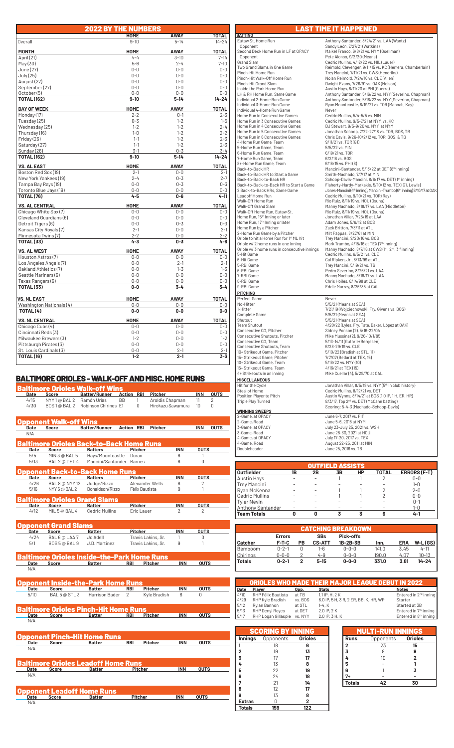## 2022 BY THE NUMBERS

| | HOME | AWAY | TOTAL |
|---|---|---|---|
| Overall | 9-10 | 5-14 | 14-24 |
| **MONTH** | **HOME** | **AWAY** | **TOTAL** |
| April (21) | 4-4 | 3-10 | 7-14 |
| May (30) | 5-6 | 2-4 | 7-10 |
| June (27) | 0-0 | 0-0 | 0-0 |
| July (25) | 0-0 | 0-0 | 0-0 |
| August (27) | 0-0 | 0-0 | 0-0 |
| September (27) | 0-0 | 0-0 | 0-0 |
| October (5) | 0-0 | 0-0 | 0-0 |
| **TOTAL (162)** | **9-10** | **5-14** | **14-24** |
| **DAY OF WEEK** | **HOME** | **AWAY** | **TOTAL** |
| Monday (17) | 2-2 | 0-1 | 2-3 |
| Tuesday (25) | 0-3 | 1-2 | 1-5 |
| Wednesday (25) | 1-2 | 1-2 | 2-4 |
| Thursday (16) | 1-0 | 1-2 | 2-2 |
| Friday (26) | 1-1 | 1-2 | 2-3 |
| Saturday (27) | 1-1 | 1-2 | 2-3 |
| Sunday (26) | 3-1 | 0-3 | 3-4 |
| **TOTAL (162)** | **9-10** | **5-14** | **14-24** |
| **VS. AL EAST** | **HOME** | **AWAY** | **TOTAL** |
| Boston Red Sox (19) | 2-1 | 0-0 | 2-1 |
| New York Yankees (19) | 2-4 | 0-3 | 2-7 |
| Tampa Bay Rays (19) | 0-0 | 0-3 | 0-3 |
| Toronto Blue Jays (19) | 0-0 | 0-0 | 0-0 |
| **TOTAL (76)** | **4-5** | **0-6** | **4-11** |
| **VS. AL CENTRAL** | **HOME** | **AWAY** | **TOTAL** |
| Chicago White Sox (7) | 0-0 | 0-0 | 0-0 |
| Cleveland Guardians (6) | 0-0 | 0-0 | 0-0 |
| Detroit Tigers (6) | 0-0 | 0-3 | 0-3 |
| Kansas City Royals (7) | 2-1 | 0-0 | 2-1 |
| Minnesota Twins (7) | 2-2 | 0-0 | 2-2 |
| **TOTAL (33)** | **4-3** | **0-3** | **4-6** |
| **VS. AL WEST** | **HOME** | **AWAY** | **TOTAL** |
| Houston Astros (7) | 0-0 | 0-0 | 0-0 |
| Los Angeles Angels (7) | 0-0 | 2-1 | 2-1 |
| Oakland Athletics (7) | 0-0 | 1-3 | 1-3 |
| Seattle Mariners (6) | 0-0 | 0-0 | 0-0 |
| Texas Rangers (6) | 0-0 | 0-0 | 0-0 |
| **TOTAL (33)** | **0-0** | **3-4** | **3-4** |
| **VS. NL EAST** | **HOME** | **AWAY** | **TOTAL** |
| Washington Nationals (4) | 0-0 | 0-0 | 0-0 |
| **TOTAL (4)** | **0-0** | **0-0** | **0-0** |
| **VS. NL CENTRAL** | **HOME** | **AWAY** | **TOTAL** |
| Chicago Cubs (4) | 0-0 | 0-0 | 0-0 |
| Cincinnati Reds (3) | 0-0 | 0-0 | 0-0 |
| Milwaukee Brewers (3) | 1-2 | 0-0 | 1-2 |
| Pittsburgh Pirates (3) | 0-0 | 0-0 | 0-0 |
| St. Louis Cardinals (3) | 0-0 | 2-1 | 2-1 |
| **TOTAL (16)** | **1-2** | **2-1** | **3-3** |

## BALTIMORE ORIOLES - WALK-OFF AND MISC. HOME RUNS

### Baltimore Orioles Walk-off Wins

| Date | Score | Batter/Runner | Action | RBI | Pitcher | INN | OUTS |
|---|---|---|---|---|---|---|---|
| 4/15 | NYY 1 @ BAL 2 | Ramón Urías | BB | 1 | Aroldis Chapman | 11 | 2 |
| 4/30 | BOS 1 @ BAL 2 | Robinson Chirinos | E1 | 0 | Hirokazu Sawamura | 10 | 0 |

### Opponent Walk-off Wins

| Date | Score | Batter/Runner | Action | RBI | Pitcher | INN | OUTS |
|---|---|---|---|---|---|---|---|
| N/A | | | | | | | |

### Baltimore Orioles Back-to-Back Home Runs

| Date | Score | Batters | Pitcher | INN | OUTS |
|---|---|---|---|---|---|
| 5/5 | MIN 3 @ BAL 5 | Hays/Mountcastle | Duran | 8 | 1 |
| 5/13 | BAL 2 @ DET 4 | Mancini/Santander | Barnes | 8 | 0 |

### Opponent Back-to-Back Home Runs

| Date | Score | Batters | Pitcher | INN | OUTS |
|---|---|---|---|---|---|
| 4/26 | BAL 8 @ NYY 12 | Judge/Rizzo | Alexander Wells | 8 | 2 |
| 5/16 | NYY 6 @ BAL 2 | Donaldson/Rizzo | Félix Bautista | 9 | 1 |

### Baltimore Orioles Grand Slams

| Date | Score | Batter | Pitcher | INN | OUTS |
|---|---|---|---|---|---|
| 4/12 | MIL 5 @ BAL 4 | Cedric Mullins | Eric Lauer | 2 | 2 |

### Opponent Grand Slams

| Date | Score | Batter | Pitcher | INN | OUTS |
|---|---|---|---|---|---|
| 4/24 | BAL 6 @ LAA 7 | Jo Adell | Travis Lakins, Sr. | 1 | 0 |
| 5/1 | BOS 5 @ BAL 9 | J.D. Martinez | Travis Lakins, Sr. | 9 | 1 |

### Baltimore Orioles Inside-the-Park Home Runs

| Date | Score | Batter | RBI | Pitcher | INN | OUTS |
|---|---|---|---|---|---|---|
| N/A | | | | | | |

### Opponent Inside-the-Park Home Runs

| Date | Score | Batter | RBI | Pitcher | INN | OUTS |
|---|---|---|---|---|---|---|
| 5/10 | BAL 5 @ STL 3 | Harrison Bader | 2 | Kyle Bradish | 6 | 0 |

### Baltimore Orioles Pinch-Hit Home Runs

| Date | Score | Batter | RBI | Pitcher | INN | OUTS |
|---|---|---|---|---|---|---|
| N/A | | | | | | |

### Opponent Pinch-Hit Home Runs

| Date | Score | Batter | RBI | Pitcher | INN | OUTS |
|---|---|---|---|---|---|---|
| N/A | | | | | | |

### Baltimore Orioles Leadoff Home Runs

| Date | Score | Batter | Pitcher | INN | OUTS |
|---|---|---|---|---|---|
| N/A | | | | | |

### Opponent Leadoff Home Runs

| Date | Score | Batter | Pitcher | INN | OUTS |
|---|---|---|---|---|---|
| N/A | | | | | |

## LAST TIME IT HAPPENED

| | |
|---|---|
| **BATTING** | |
| Eutaw St. Home Run | Anthony Santander, 8/24/21 vs. LAA (Wantz) |
| Opponent | Sandy León, 7/27/21 (Watkins) |
| Second Deck Home Run in LF at OPACY | Maikel Franco, 6/8/21 vs. NYM (Gsellman) |
| Opponent | Pete Alonso, 9/2/20 (Means) |
| Grand Slam | Cedric Mullins, 4/12/22 vs. MIL (Lauer) |
| Two Grand Slams in One Game | Reimold, Clevenger, 9/11/15 vs. KC (Herrera, Chamberlain) |
| Pinch-Hit Home Run | Trey Mancini, 7/11/21 vs. CWS (Hendriks) |
| Pinch-Hit Walk-Off Home Run | Nolan Reimold, 7/24/16 vs. CLE (Allen) |
| Pinch-Hit Grand Slam | Dwight Evans, 7/26/91 vs. OAK (Nelson) |
| Inside the Park Home Run | Austin Hays, 8/11/20 at PHI (Guerra) |
| LH & RH Home Run, Same Game | Anthony Santander, 5/16/22 vs. NYY (Severino, Chapman) |
| Individual 2-Home Run Game | Anthony Santander, 5/16/22 vs. NYY (Severino, Chapman) |
| Individual 3-Home Run Game | Ryan Mountcastle, 6/19/21 vs. TOR (Manoah, Kay) |
| Individual 4-Home Run Game | Never |
| Home Run in Consecutive Games | Cedric Mullins, 5/4-5/5 vs. MIN |
| Home Run in 3 Consecutive Games | Cedric Mullins, 9/5-7/21 at NYY, vs. KC |
| Home Run in 4 Consecutive Games | DJ Stewart, 9/5-9/20 vs. NYY, at NYM |
| Home Run in 5 Consecutive Games | Jonathan Schoop, 7/22-27/18 vs. TOR, BOS, TB |
| Home Run in 6 Consecutive Games | Chris Davis, 9/26-10/2/12 vs. TOR, BOS, & TB |
| 4-Home Run Game, Team | 9/11/21 vs. TOR (G1) |
| 5-Home Run Game, Team | 5/5/22 vs. MIN |
| 6-Home Run Game, Team | 6/19/21 vs. TOR |
| 7-Home Run Game, Team | 6/2/16 vs. BOS |
| 8+-Home Run Game, Team | 6/16/15 vs. PHI (8) |
| Back-to-Back HR | Mancini-Santander, 5/13/22 at DET (8th inning) |
| Back-to-Back HR to Start a Game | Smith-Machado, 7/7/17 at MIN |
| Back-to-Back-to-Back HR | Schoop-Davis-Mancini, 8/6/17 vs. DET (1st inning) |
| Back-to-Back-to-Back HR to Start a Game | Flaherty-Hardy-Markakis, 5/10/12 vs. TEX (G1, Lewis) |
| 2 Back-to-Back HRs, Same Game | Jones-Mancini (4th inning), Mancini-Trumbo (6th inning) 8/10/17 at OAK |
| Leadoff Home Run | Cedric Mullins, 9/10/21 vs. TOR (Ray) |
| Walk-Off Home Run | Rio Ruiz, 8/11/19 vs. HOU (Osuna) |
| Walk-Off Grand Slam | Manny Machado, 8/18/17 vs. LAA (Middleton) |
| Walk-Off Home Run, Eutaw St. | Rio Ruiz, 8/11/19 vs. HOU (Osuna) |
| Home Run, 15th Inning or later | Jonathan Villar, 7/25/19 at LAA |
| Home Run, 17th Inning or later | Adam Jones, 5/6/12 at BOS |
| Home Run by a Pitcher | Zack Britton, 7/3/11 at ATL |
| 2-Home Run Game by a Pitcher | Milt Pappas, 8/27/61 at MIN |
| Oriole to hit a Home Run for 1st ML hit | Trey Mancini, 9/20/16 vs. BOS |
| Oriole w/ 2 home runs in one inning | Mark Trumbo, 4/15/16 at TEX (7th inning) |
| Oriole w/ 3 home runs in consecutive innings | Manny Machado, 8/7/16 at CWS (1st, 2nd, 3rd inning) |
| 5-Hit Game | Cedric Mullins, 6/5/21 vs. CLE |
| 6-Hit Game | Cal Ripken, Jr., 6/13/99 at ATL |
| 5-RBI Game | Trey Mancini, 5/19/21 vs. TB |
| 6-RBI Game | Pedro Severino, 8/26/21 vs. LAA |
| 7-RBI Game | Manny Machado, 8/18/17 vs. LAA |
| 8-RBI Game | Chris Hoiles, 8/14/98 at CLE |
| 9-RBI Game | Eddie Murray, 8/26/85 at CAL |
| **PITCHING** | |
| Perfect Game | Never |
| No-Hitter | 5/5/21 (Means at SEA) |
| 1-Hitter | 7/21/19 (Wojciechowski, Fry, Givens vs. BOS) |
| Complete Game | 5/5/21 (Means at SEA) |
| Shutout | 5/5/21 (Means at SEA) |
| Team Shutout | 4/20/22 (Lyles, Fry, Tate, Baker, López at OAK) |
| Consecutive CG, Pitcher | Sidney Ponson (2), 5/16-22/04 |
| Consecutive Shutouts, Pitcher | Mike Mussina (2), 9/26-10/1/95 |
| Consecutive CG, Team | 5/13-14/11 (Guthrie/Bergesen) |
| Consecutive Shutouts, Team | 6/28-29/19 vs. CLE |
| 10+ Strikeout Game, Pitcher | 5/10/22 (Bradish at STL, 11) |
| 15+ Strikeout Game, Pitcher | 7/7/07 (Bedard at TEX, 15) |
| 10+ Strikeout Game, Team | 5/18/22 vs. NYY (10) |
| 15+ Strikeout Game, Team | 4/16/21 at TEX (15) |
| 4+ Strikeouts in an inning | Mike Cuellar (4), 5/29/70 at CAL |
| **MISCELLANEOUS** | |
| Hit for the Cycle | Jonathan Villar, 8/5/19 vs. NYY (5th in club history) |
| Steal of Home | Cedric Mullins, 8/12/21 vs. DET |
| Position Player to Pitch | Austin Wynns, 8/14/21 at BOS (1.0 IP, 1 H, ER, HR) |
| Triple Play Turned | 8/3/17, Top 2nd vs. DET (McCann batting) |
| | Scoring: 5-4-3 (Machado-Schoop-Davis) |
| **WINNING SWEEPS** | |
| 2-Game, at OPACY | June 6-7, 2017 vs. PIT |
| 2-Game, Road | June 5-6, 2018 at NYM |
| 3-Game, at OPACY | July 23-July 25, 2021 vs. WSH |
| 3-Game, Road | June 28-30, 2021 at HOU |
| 4-Game, at OPACY | July 17-20, 2017 vs. TEX |
| 4-Game, Road | August 22-25, 2011 at MIN |
| Doubleheader | June 25, 2016 vs. TB |

### OUTFIELD ASSISTS

| Outfielder | 1B | 2B | 3B | HP | TOTAL | ERRORS (F-T) |
|---|---|---|---|---|---|---|
| Austin Hays | - | - | 1 | 1 | 2 | 0-0 |
| Trey Mancini | - | - | - | - | - | 1-0 |
| Ryan McKenna | - | - | 1 | 1 | 2 | 2-0 |
| Cedric Mullins | - | - | 1 | 1 | 2 | 0-0 |
| Tyler Nevin | - | - | - | - | - | 0-1 |
| Anthony Santander | - | - | - | - | - | 1-0 |
| **Team Totals** | **0** | **0** | **3** | **3** | **6** | **4-1** |

### CATCHING BREAKDOWN

| Catcher | Errors F-T-C | PB | SBs CS-ATT | Pick-offs 1B-2B-3B | Inn. | ERA | W-L (GS) |
|---|---|---|---|---|---|---|---|
| Bemboom | 0-2-1 | 0 | 1-6 | 0-0-0 | 141.0 | 3.45 | 4-11 |
| Chirinos | 0-0-0 | 2 | 4-9 | 0-0-0 | 190.0 | 4.07 | 10-13 |
| **Totals** | **0-2-1** | **2** | **5-15** | **0-0-0** | **331.0** | **3.81** | **14-24** |

### ORIOLES WHO MADE THEIR MAJOR LEAGUE DEBUT IN 2022

| Date | Player | Opp. | Stats | Notes |
|---|---|---|---|---|
| 4/10 | RHP Félix Bautista | at TB | 1.1 IP, H, 2 K | Entered in 2nd inning |
| 4/29 | RHP Kyle Bradish | vs. BOS | 6.0 IP, 5 H, 3 R, 2 ER, BB, K, HR, WP | Starter |
| 5/12 | Rylan Bannon | at STL | 1-4, K | Started at 3B |
| 5/13 | RHP Denyi Reyes | at DET | 2.0 IP, 2 K | Entered in 7th inning |
| 5/17 | RHP Logan Gillaspie | vs. NYY | 2.0 IP, 3 H, K | Entered in 8th inning |

### SCORING BY INNING

| Innings | Opponents | Orioles |
|---|---|---|
| 1 | 18 | 6 |
| 2 | 19 | 13 |
| 3 | 17 | 17 |
| 4 | 13 | 8 |
| 5 | 22 | 19 |
| 6 | 24 | 18 |
| 7 | 21 | 14 |
| 8 | 12 | 17 |
| 9 | 13 | 8 |
| Extras | 0 | 2 |
| **Totals** | **159** | **122** |

### MULTI-RUN INNINGS

| Runs | Opponents | Orioles |
|---|---|---|
| 2 | 23 | 15 |
| 3 | 8 | 9 |
| 4 | 10 | 2 |
| 5 | - | 1 |
| 6 | 1 | 3 |
| 7+ | - | - |
| **Totals** | **42** | **30** |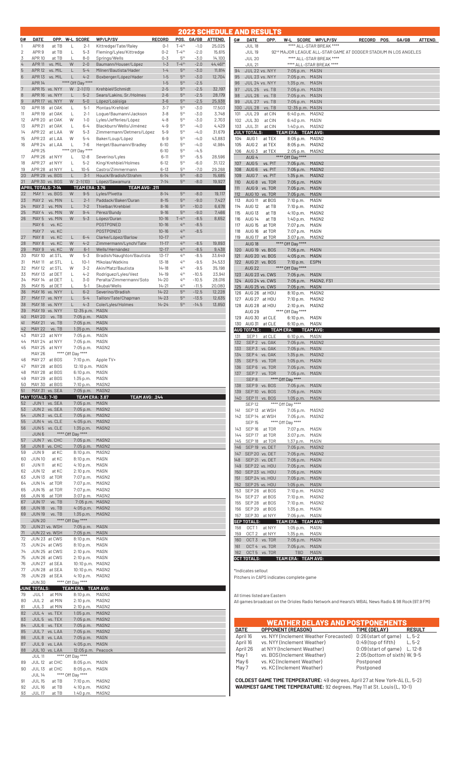# 2022 SCHEDULE AND RESULTS

| G# | DATE | OPP. | W-L | SCORE | WP/LP/SV | RECORD | POS. | GA/GB | ATTEND. |
|---|---|---|---|---|---|---|---|---|---|
| 1 | APR 8 | at TB | L | 2-1 | Kittredge/Tate/Raley | 0-1 | T-4th | -1.0 | 25,025 |
| 2 | APR 9 | at TB | L | 5-3 | Fleming/Lyles/Kittredge | 0-2 | T-4th | -2.0 | 15,615 |
| 3 | APR 10 | at TB | L | 8-0 | Springs/Wells | 0-3 | 5th | -3.0 | 14,100 |
| 4 | APR 11 | vs. MIL | W | 2-0 | Baumann/Houser/López | 1-3 | T-4th | -2.0 | 44,461* |
| 5 | APR 12 | vs. MIL | L | 5-4 | Milner/Bautista/Hader | 1-4 | 5th | -3.0 | 11,814 |
| 6 | APR 13 | vs. MIL | L | 4-2 | Boxberger/López/Hader | 1-5 | 5th | -3.0 | 12,704 |
| | APR 14 | | | **** Off Day **** | | 1-5 | 5th | -2.5 | |
| 7 | APR 15 | vs. NYY | W | 2-1 (11) | Krehbiel/Schmidt | 2-5 | 5th | -2.5 | 32,197 |
| 8 | APR 16 | vs. NYY | L | 5-2 | Sears/Lakins, Sr./Holmes | 2-6 | 5th | -2.5 | 28,179 |
| 9 | APR 17 | vs. NYY | W | 5-0 | López/Loáisiga | 3-6 | 5th | -2.5 | 25,938 |
| 10 | APR 18 | at OAK | L | 5-1 | Montas/Krehbiel | 3-7 | 5th | -3.0 | 17,503 |
| 11 | APR 19 | at OAK | L | 2-1 | Logue/Baumann/Jackson | 3-8 | 5th | -3.0 | 3,748 |
| 12 | APR 20 | at OAK | W | 1-0 | Lyles/Jefferies/López | 4-8 | 5th | -3.0 | 2,703 |
| 13 | APR 21 | at OAK | L | 6-4 | Blackburn/Wells/Jiménez | 4-9 | 5th | -4.0 | 4,429 |
| 14 | APR 22 | at LAA | W | 5-3 | Zimmermann/Detmers/López | 5-9 | 5th | -4.0 | 31,679 |
| 15 | APR 23 | at LAA | W | 5-4 | Baker/Loup/López | 6-9 | 5th | -4.0 | 43,883 |
| 16 | APR 24 | at LAA | L | 7-6 | Herget/Baumann/Bradley | 6-10 | 5th | -4.0 | 41,984 |
| | APR 25 | | | **** Off Day **** | | 6-10 | 5th | -4.5 | |
| 17 | APR 26 | at NYY | L | 12-8 | Severino/Lyles | 6-11 | 5th | -5.5 | 28,596 |
| 18 | APR 27 | at NYY | L | 5-2 | King/Krehbiel/Holmes | 6-12 | 5th | -6.0 | 31,122 |
| 19 | APR 28 | at NYY | L | 10-5 | Castro/Zimmermann | 6-13 | 5th | -7.0 | 29,268 |
| 20 | APR 29 | vs. BOS | L | 3-1 | Houck/Bradish/Strahm | 6-14 | 5th | -8.0 | 15,685 |
| 21 | APR 30 | vs. BOS | W | 2-1 (10) | López/Sawamura | 7-14 | 5th | -8.0 | 19,927 |
| **APRIL TOTALS: 7-14** | | | | **TEAM ERA: 3.76** | **TEAM AVG: .211** | | | | |
| 22 | MAY 1 | vs. BOS | W | 9-5 | Lyles/Pivetta | 8-14 | 5th | -8.0 | 19,117 |
| 23 | MAY 2 | vs. MIN | L | 2-1 | Paddack/Baker/Duran | 8-15 | 5th | -9.0 | 7,427 |
| 24 | MAY 3 | vs. MIN | L | 7-2 | Thielbar/Krehbiel | 8-16 | 5th | -10.0 | 6,678 |
| 25 | MAY 4 | vs. MIN | W | 9-4 | Pérez/Bundy | 9-16 | 5th | -9.5 | 7,466 |
| 26 | MAY 5 | vs. MIN | W | 5-3 | López/Duran | 10-16 | T-4th | -8.5 | 8,652 |
| | MAY 6 | vs. KC | | | POSTPONED | 10-16 | 4th | -8.5 | |
| | MAY 7 | vs. KC | | | POSTPONED | 10-16 | 4th | -8.5 | |
| 27 | MAY 8 | vs. KC | L | 6-4 | Clarke/López/Barlow | 10-17 | 4th | | |
| 28 | MAY 8 | vs. KC | W | 4-2 | Zimmermann/Lynch/Tate | 11-17 | 4th | -8.5 | 19,883 |
| 29 | MAY 9 | vs. KC | W | 6-1 | Wells/Hernández | 12-17 | 4th | -8.5 | 9,438 |
| 30 | MAY 10 | at STL | W | 5-3 | Bradish/Naughton/Bautista | 13-17 | 4th | -8.5 | 33,649 |
| 31 | MAY 11 | at STL | L | 10-1 | Mikolas/Watkins | 13-18 | 4th | -9.5 | 34,533 |
| 32 | MAY 12 | at STL | W | 3-2 | Akin/Matz/Bautista | 14-18 | 4th | -9.5 | 35,198 |
| 33 | MAY 13 | at DET | L | 4-2 | Rodriguez/Lyles/Vest | 14-19 | 4th | -10.0 | 23,941 |
| 34 | MAY 14 | at DET | L | 3-0 | Peralta/Zimmermann/Soto | 14-20 | 4th | -10.5 | 28,016 |
| 35 | MAY 15 | at DET | L | 5-1 | Skubal/Wells | 14-21 | 4th | -11.5 | 20,080 |
| 36 | MAY 16 | vs. NYY | L | 6-2 | Severino/Bradish | 14-22 | 5th | -12.5 | 12,228 |
| 37 | MAY 17 | vs. NYY | L | 5-4 | Taillon/Tate/Chapman | 14-23 | 5th | -13.5 | 12,635 |
| 38 | MAY 18 | vs. NYY | L | 4-3 | Cole/Lyles/Holmes | 14-24 | 5th | -14.5 | 13,850 |
| 39 | MAY 19 | vs. NYY | | 12:35 p.m. | MASN | | | | |
| 40 | MAY 20 | vs. TB | | 7:05 p.m. | MASN | | | | |
| 41 | MAY 21 | vs. TB | | 7:05 p.m. | MASN | | | | |
| 42 | MAY 22 | vs. TB | | 1:35 p.m. | MASN | | | | |
| 43 | MAY 23 | at NYY | | 7:05 p.m. | MASN | | | | |
| 44 | MAY 24 | at NYY | | 7:05 p.m. | MASN | | | | |
| 45 | MAY 25 | at NYY | | 7:05 p.m. | MASN2 | | | | |
| | MAY 26 | | | **** Off Day **** | | | | | |
| 46 | MAY 27 | at BOS | | 7:10 p.m. | Apple TV+ | | | | |
| 47 | MAY 28 | at BOS | | 12:10 p.m. | MASN | | | | |
| 48 | MAY 28 | at BOS | | 6:10 p.m. | MASN | | | | |
| 49 | MAY 29 | at BOS | | 1:35 p.m. | MASN | | | | |
| 50 | MAY 30 | at BOS | | 7:10 p.m. | MASN2 | | | | |
| 51 | MAY 31 | vs. SEA | | 7:05 p.m. | MASN2 | | | | |
| **MAY TOTALS: 7-10** | | | | **TEAM ERA: 3.87** | **TEAM AVG: .244** | | | | |
| 52 | JUN 1 | vs. SEA | | 7:05 p.m. | MASN | | | | |
| 53 | JUN 2 | vs. SEA | | 7:05 p.m. | MASN2 | | | | |
| 54 | JUN 3 | vs. CLE | | 7:05 p.m. | MASN2 | | | | |
| 55 | JUN 4 | vs. CLE | | 4:05 p.m. | MASN2 | | | | |
| 56 | JUN 5 | vs. CLE | | 1:35 p.m. | MASN2 | | | | |
| | JUN 6 | | | **** Off Day **** | | | | | |
| 57 | JUN 7 | vs. CHC | | 7:05 p.m. | MASN2 | | | | |
| 58 | JUN 8 | vs. CHC | | 7:05 p.m. | MASN2 | | | | |
| 59 | JUN 9 | at KC | | 8:10 p.m. | MASN2 | | | | |
| 60 | JUN 10 | at KC | | 8:10 p.m. | MASN | | | | |
| 61 | JUN 11 | at KC | | 4:10 p.m. | MASN | | | | |
| 62 | JUN 12 | at KC | | 2:10 p.m. | MASN | | | | |
| 63 | JUN 13 | at TOR | | 7:07 p.m. | MASN2 | | | | |
| 64 | JUN 14 | at TOR | | 7:07 p.m. | MASN2 | | | | |
| 65 | JUN 15 | at TOR | | 7:07 p.m. | MASN2 | | | | |
| 66 | JUN 16 | at TOR | | 3:07 p.m. | MASN2 | | | | |
| 67 | JUN 17 | vs. TB | | 7:05 p.m. | MASN2 | | | | |
| 68 | JUN 18 | vs. TB | | 4:05 p.m. | MASN2 | | | | |
| 69 | JUN 19 | vs. TB | | 1:35 p.m. | MASN2 | | | | |
| | JUN 20 | | | **** Off Day **** | | | | | |
| 70 | JUN 21 | vs. WSH | | 7:05 p.m. | MASN | | | | |
| 71 | JUN 22 | vs. WSH | | 7:05 p.m. | MASN | | | | |
| 72 | JUN 23 | at CWS | | 8:10 p.m. | MASN | | | | |
| 73 | JUN 24 | at CWS | | 8:10 p.m. | MASN | | | | |
| 74 | JUN 25 | at CWS | | 2:10 p.m. | MASN | | | | |
| 75 | JUN 26 | at CWS | | 2:10 p.m. | MASN | | | | |
| 76 | JUN 27 | at SEA | | 10:10 p.m. | MASN2 | | | | |
| 77 | JUN 28 | at SEA | | 10:10 p.m. | MASN2 | | | | |
| 78 | JUN 29 | at SEA | | 4:10 p.m. | MASN2 | | | | |
| | JUN 30 | | | **** Off Day **** | | | | | |
| **JUNE TOTALS:** | | | | **TEAM ERA:** | **TEAM AVG:** | | | | |
| 79 | JUL 1 | at MIN | | 8:10 p.m. | MASN2 | | | | |
| 80 | JUL 2 | at MIN | | 2:10 p.m. | MASN2 | | | | |
| 81 | JUL 3 | at MIN | | 2:10 p.m. | MASN2 | | | | |
| 82 | JUL 4 | vs. TEX | | 1:05 p.m. | MASN2 | | | | |
| 83 | JUL 5 | vs. TEX | | 7:05 p.m. | MASN2 | | | | |
| 84 | JUL 6 | vs. TEX | | 7:05 p.m. | MASN2 | | | | |
| 85 | JUL 7 | vs. LAA | | 7:05 p.m. | MASN2 | | | | |
| 86 | JUL 8 | vs. LAA | | 7:05 p.m. | MASN | | | | |
| 87 | JUL 9 | vs. LAA | | 4:05 p.m. | MASN | | | | |
| 88 | JUL 10 | vs. LAA | | 12:05 p.m. | Peacock | | | | |
| | JUL 11 | | | **** Off Day **** | | | | | |
| 89 | JUL 12 | at CHC | | 8:05 p.m. | MASN | | | | |
| 90 | JUL 13 | at CHC | | 8:05 p.m. | MASN | | | | |
| | JUL 14 | | | **** Off Day **** | | | | | |
| 91 | JUL 15 | at TB | | 7:10 p.m. | MASN2 | | | | |
| 92 | JUL 16 | at TB | | 4:10 p.m. | MASN2 | | | | |
| 93 | JUL 17 | at TB | | 1:40 p.m. | MASN2 | | | | |
| | JUL 18 | | | **** ALL-STAR BREAK **** | | | | | |
| | JUL 19 | | | 92nd MAJOR LEAGUE ALL-STAR GAME AT DODGER STADIUM IN LOS ANGELES | | | | | |
| | JUL 20 | | | **** ALL-STAR BREAK **** | | | | | |
| | JUL 21 | | | **** ALL-STAR BREAK **** | | | | | |
| 94 | JUL 22 | vs. NYY | | 7:05 p.m. | MASN | | | | |
| 95 | JUL 23 | vs. NYY | | 7:05 p.m. | MASN | | | | |
| 96 | JUL 24 | vs. NYY | | 1:35 p.m. | MASN | | | | |
| 97 | JUL 25 | vs. TB | | 7:05 p.m. | MASN | | | | |
| 98 | JUL 26 | vs. TB | | 7:05 p.m. | MASN | | | | |
| 99 | JUL 27 | vs. TB | | 7:05 p.m. | MASN | | | | |
| 100 | JUL 28 | vs. TB | | 12:35 p.m. | MASN | | | | |
| 101 | JUL 29 | at CIN | | 6:40 p.m. | MASN2 | | | | |
| 102 | JUL 30 | at CIN | | 6:40 p.m. | MASN | | | | |
| 103 | JUL 31 | at CIN | | 1:40 p.m. | MASN2 | | | | |
| **JULY TOTALS:** | | | | **TEAM ERA:** | **TEAM AVG:** | | | | |
| 104 | AUG 1 | at TEX | | 8:05 p.m. | MASN2 | | | | |
| 105 | AUG 2 | at TEX | | 8:05 p.m. | MASN2 | | | | |
| 106 | AUG 3 | at TEX | | 2:05 p.m. | MASN2 | | | | |
| | AUG 4 | | | **** Off Day **** | | | | | |
| 107 | AUG 5 | vs. PIT | | 7:05 p.m. | MASN2 | | | | |
| 108 | AUG 6 | vs. PIT | | 7:05 p.m. | MASN2 | | | | |
| 109 | AUG 7 | vs. PIT | | 1:35 p.m. | MASN2 | | | | |
| 110 | AUG 8 | vs. TOR | | 7:05 p.m. | MASN | | | | |
| 111 | AUG 9 | vs. TOR | | 7:05 p.m. | MASN | | | | |
| 112 | AUG 10 | vs. TOR | | 7:05 p.m. | MASN | | | | |
| 113 | AUG 11 | at BOS | | 7:10 p.m. | MASN | | | | |
| 114 | AUG 12 | at TB | | 7:10 p.m. | MASN2 | | | | |
| 115 | AUG 13 | at TB | | 4:10 p.m. | MASN2 | | | | |
| 116 | AUG 14 | at TB | | 1:40 p.m. | MASN2 | | | | |
| 117 | AUG 15 | at TOR | | 7:07 p.m. | MASN | | | | |
| 118 | AUG 16 | at TOR | | 7:07 p.m. | MASN | | | | |
| 119 | AUG 17 | at TOR | | 3:07 p.m. | MASN2 | | | | |
| | AUG 18 | | | **** Off Day **** | | | | | |
| 120 | AUG 19 | vs. BOS | | 7:05 p.m. | MASN | | | | |
| 121 | AUG 20 | vs. BOS | | 4:05 p.m. | MASN | | | | |
| 122 | AUG 21 | vs. BOS | | 7:10 p.m. | ESPN | | | | |
| | AUG 22 | | | **** Off Day **** | | | | | |
| 123 | AUG 23 | vs. CWS | | 7:05 p.m. | MASN | | | | |
| 124 | AUG 24 | vs. CWS | | 7:05 p.m. | MASN2, FS1 | | | | |
| 125 | AUG 25 | vs. CWS | | 7:05 p.m. | MASN | | | | |
| 126 | AUG 26 | at HOU | | 8:10 p.m. | MASN2 | | | | |
| 127 | AUG 27 | at HOU | | 7:10 p.m. | MASN2 | | | | |
| 128 | AUG 28 | at HOU | | 2:10 p.m. | MASN2 | | | | |
| | AUG 29 | | | **** Off Day **** | | | | | |
| 129 | AUG 30 | at CLE | | 6:10 p.m. | MASN | | | | |
| 130 | AUG 31 | at CLE | | 6:10 p.m. | MASN | | | | |
| **AUG TOTALS:** | | | | **TEAM ERA:** | **TEAM AVG:** | | | | |
| 131 | SEP 1 | at CLE | | 6:10 p.m. | MASN | | | | |
| 132 | SEP 2 | vs. OAK | | 7:05 p.m. | MASN2 | | | | |
| 133 | SEP 3 | vs. OAK | | 7:05 p.m. | MASN | | | | |
| 134 | SEP 4 | vs. OAK | | 1:35 p.m. | MASN2 | | | | |
| 135 | SEP 5 | vs. TOR | | 1:05 p.m. | MASN | | | | |
| 136 | SEP 6 | vs. TOR | | 7:05 p.m. | MASN | | | | |
| 137 | SEP 7 | vs. TOR | | 7:05 p.m. | MASN | | | | |
| | SEP 8 | | | **** Off Day **** | | | | | |
| 138 | SEP 9 | vs. BOS | | 7:05 p.m. | MASN | | | | |
| 139 | SEP 10 | vs. BOS | | 7:05 p.m. | MASN | | | | |
| 140 | SEP 11 | vs. BOS | | 1:05 p.m. | MASN | | | | |
| | SEP 12 | | | **** Off Day **** | | | | | |
| 141 | SEP 13 | at WSH | | 7:05 p.m. | MASN2 | | | | |
| 142 | SEP 14 | at WSH | | 7:05 p.m. | MASN2 | | | | |
| | SEP 15 | | | **** Off Day **** | | | | | |
| 143 | SEP 16 | at TOR | | 7:07 p.m. | MASN | | | | |
| 144 | SEP 17 | at TOR | | 3:07 p.m. | MASN | | | | |
| 145 | SEP 18 | at TOR | | 1:37 p.m. | MASN | | | | |
| 146 | SEP 19 | vs. DET | | 7:05 p.m. | MASN2 | | | | |
| 147 | SEP 20 | vs. DET | | 7:05 p.m. | MASN2 | | | | |
| 148 | SEP 21 | vs. DET | | 7:05 p.m. | MASN | | | | |
| 149 | SEP 22 | vs. HOU | | 7:05 p.m. | MASN | | | | |
| 150 | SEP 23 | vs. HOU | | 7:05 p.m. | MASN | | | | |
| 151 | SEP 24 | vs. HOU | | 7:05 p.m. | MASN | | | | |
| 152 | SEP 25 | vs. HOU | | 1:05 p.m. | MASN | | | | |
| 153 | SEP 26 | at BOS | | 7:10 p.m. | MASN2 | | | | |
| 154 | SEP 27 | at BOS | | 7:10 p.m. | MASN2 | | | | |
| 155 | SEP 28 | at BOS | | 7:10 p.m. | MASN2 | | | | |
| 156 | SEP 29 | at BOS | | 1:35 p.m. | MASN | | | | |
| 157 | SEP 30 | at NYY | | 7:05 p.m. | MASN | | | | |
| **SEP TOTALS:** | | | | **TEAM ERA:** | **TEAM AVG:** | | | | |
| 158 | OCT 1 | at NYY | | 1:05 p.m. | MASN | | | | |
| 159 | OCT 2 | at NYY | | 1:35 p.m. | MASN | | | | |
| 160 | OCT 3 | vs. TOR | | 7:05 p.m. | MASN | | | | |
| 161 | OCT 4 | vs. TOR | | 7:05 p.m. | MASN | | | | |
| 162 | OCT 5 | vs. TOR | | TBD | MASN | | | | |
| **OCT TOTALS:** | | | | **TEAM ERA:** | **TEAM AVG:** | | | | |

*Indicates sellout

Pitchers in CAPS indicates complete game

All times listed are Eastern

All games broadcast on the Orioles Radio Network and Hearst's WBAL News Radio & 98 Rock (97.9 FM)

## WEATHER DELAYS AND POSTPONEMENTS

| DATE | OPPONENT (REASON) | TIME (DELAY) | RESULT |
|---|---|---|---|
| April 16 | vs. NYY (Inclement Weather Forecasted) | 0:26 (start of game) | L, 5-2 |
| April 16 | vs. NYY (Inclement Weather) | 0:49 (top of fifth) | L, 5-2 |
| April 26 | at NYY (Inclement Weather) | 0:09 (start of game) | L, 12-8 |
| May 1 | vs. BOS (Inclement Weather) | 2:05 (bottom of sixth) | W, 9-5 |
| May 6 | vs. KC (Inclement Weather) | Postponed | |
| May 7 | vs. KC (Inclement Weather) | Postponed | |

**COLDEST GAME TIME TEMPERATURE:** 49 degrees, April 27 at New York-AL (L, 5-2)
**WARMEST GAME TIME TEMPERATURE:** 92 degrees, May 11 at St. Louis (L, 10-1)